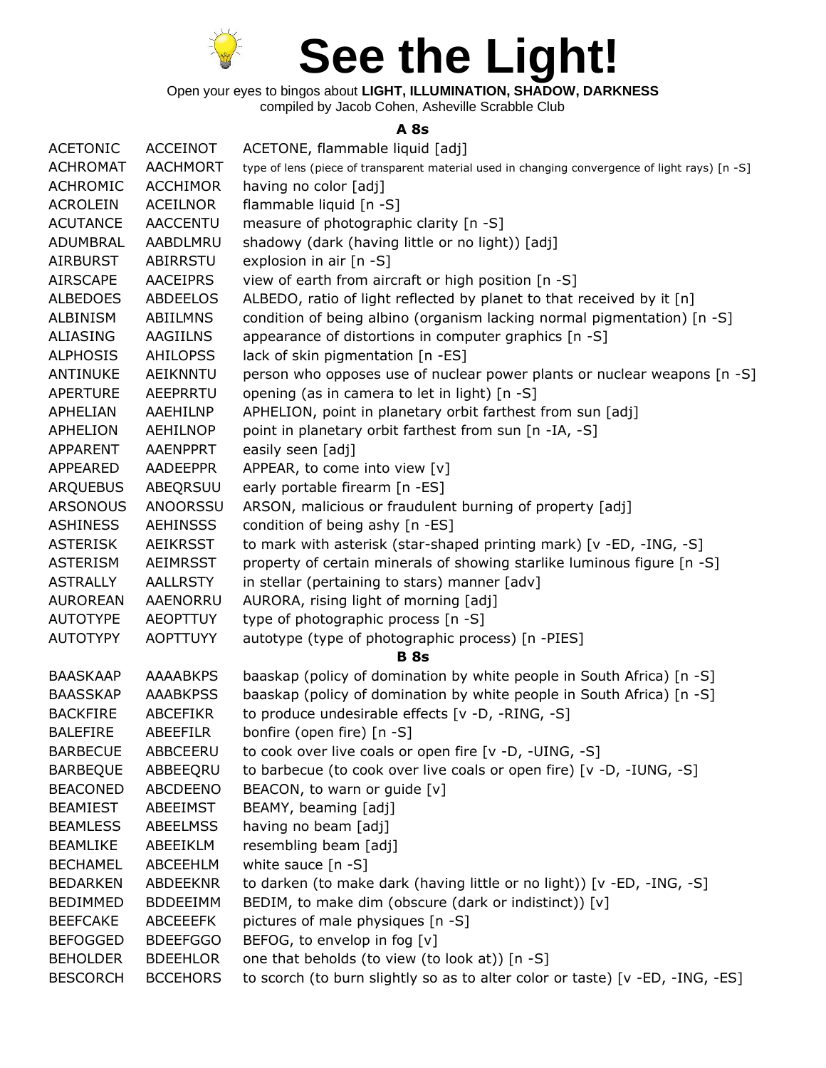# See the Light!

Open your eyes to bingos about **LIGHT, ILLUMINATION, SHADOW, DARKNESS**
compiled by Jacob Cohen, Asheville Scrabble Club

### A 8s

| | | |
|---|---|---|
| ACETONIC | ACCEINOT | ACETONE, flammable liquid [adj] |
| ACHROMAT | AACHMORT | type of lens (piece of transparent material used in changing convergence of light rays) [n -S] |
| ACHROMIC | ACCHIMOR | having no color [adj] |
| ACROLEIN | ACEILNOR | flammable liquid [n -S] |
| ACUTANCE | AACCENTU | measure of photographic clarity [n -S] |
| ADUMBRAL | AABDLMRU | shadowy (dark (having little or no light)) [adj] |
| AIRBURST | ABIRRSTU | explosion in air [n -S] |
| AIRSCAPE | AACEIPRS | view of earth from aircraft or high position [n -S] |
| ALBEDOES | ABDEELOS | ALBEDO, ratio of light reflected by planet to that received by it [n] |
| ALBINISM | ABIILMNS | condition of being albino (organism lacking normal pigmentation) [n -S] |
| ALIASING | AAGIILNS | appearance of distortions in computer graphics [n -S] |
| ALPHOSIS | AHILOPSS | lack of skin pigmentation [n -ES] |
| ANTINUKE | AEIKNNTU | person who opposes use of nuclear power plants or nuclear weapons [n -S] |
| APERTURE | AEEPRRTU | opening (as in camera to let in light) [n -S] |
| APHELIAN | AAEHILNP | APHELION, point in planetary orbit farthest from sun [adj] |
| APHELION | AEHILNOP | point in planetary orbit farthest from sun [n -IA, -S] |
| APPARENT | AAENPPRT | easily seen [adj] |
| APPEARED | AADEEPPR | APPEAR, to come into view [v] |
| ARQUEBUS | ABEQRSUU | early portable firearm [n -ES] |
| ARSONOUS | ANOORSSU | ARSON, malicious or fraudulent burning of property [adj] |
| ASHINESS | AEHINSSS | condition of being ashy [n -ES] |
| ASTERISK | AEIKRSST | to mark with asterisk (star-shaped printing mark) [v -ED, -ING, -S] |
| ASTERISM | AEIMRSST | property of certain minerals of showing starlike luminous figure [n -S] |
| ASTRALLY | AALLRSTY | in stellar (pertaining to stars) manner [adv] |
| AUROREAN | AAENORRU | AURORA, rising light of morning [adj] |
| AUTOTYPE | AEOPTTUY | type of photographic process [n -S] |
| AUTOTYPY | AOPTTUYY | autotype (type of photographic process) [n -PIES] |

### B 8s

| | | |
|---|---|---|
| BAASKAAP | AAAABKPS | baaskap (policy of domination by white people in South Africa) [n -S] |
| BAASSKAP | AAABKPSS | baaskap (policy of domination by white people in South Africa) [n -S] |
| BACKFIRE | ABCEFIKR | to produce undesirable effects [v -D, -RING, -S] |
| BALEFIRE | ABEEFILR | bonfire (open fire) [n -S] |
| BARBECUE | ABBCEERU | to cook over live coals or open fire [v -D, -UING, -S] |
| BARBEQUE | ABBEEQRU | to barbecue (to cook over live coals or open fire) [v -D, -IUNG, -S] |
| BEACONED | ABCDEENO | BEACON, to warn or guide [v] |
| BEAMIEST | ABEEIMST | BEAMY, beaming [adj] |
| BEAMLESS | ABEELMSS | having no beam [adj] |
| BEAMLIKE | ABEEIKLM | resembling beam [adj] |
| BECHAMEL | ABCEEHLM | white sauce [n -S] |
| BEDARKEN | ABDEEKNR | to darken (to make dark (having little or no light)) [v -ED, -ING, -S] |
| BEDIMMED | BDDEEIMM | BEDIM, to make dim (obscure (dark or indistinct)) [v] |
| BEEFCAKE | ABCEEEFK | pictures of male physiques [n -S] |
| BEFOGGED | BDEEFGGO | BEFOG, to envelop in fog [v] |
| BEHOLDER | BDEEHLOR | one that beholds (to view (to look at)) [n -S] |
| BESCORCH | BCCEHORS | to scorch (to burn slightly so as to alter color or taste) [v -ED, -ING, -ES] |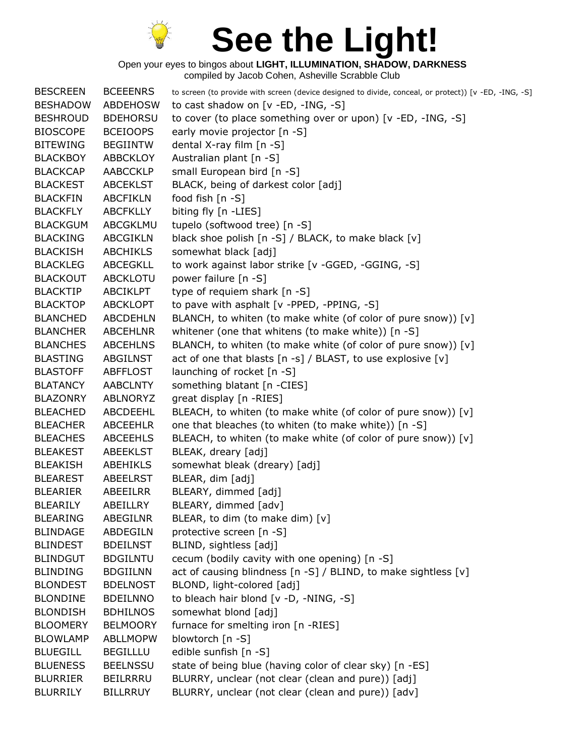# See the Light!

Open your eyes to bingos about **LIGHT, ILLUMINATION, SHADOW, DARKNESS**
compiled by Jacob Cohen, Asheville Scrabble Club

| | | |
|---|---|---|
| BESCREEN | BCEEENRS | to screen (to provide with screen (device designed to divide, conceal, or protect)) [v -ED, -ING, -S] |
| BESHADOW | ABDEHOSW | to cast shadow on [v -ED, -ING, -S] |
| BESHROUD | BDEHORSU | to cover (to place something over or upon) [v -ED, -ING, -S] |
| BIOSCOPE | BCEIOOPS | early movie projector [n -S] |
| BITEWING | BEGIINTW | dental X-ray film [n -S] |
| BLACKBOY | ABBCKLOY | Australian plant [n -S] |
| BLACKCAP | AABCCKLP | small European bird [n -S] |
| BLACKEST | ABCEKLST | BLACK, being of darkest color [adj] |
| BLACKFIN | ABCFIKLN | food fish [n -S] |
| BLACKFLY | ABCFKLLY | biting fly [n -LIES] |
| BLACKGUM | ABCGKLMU | tupelo (softwood tree) [n -S] |
| BLACKING | ABCGIKLN | black shoe polish [n -S] / BLACK, to make black [v] |
| BLACKISH | ABCHIKLS | somewhat black [adj] |
| BLACKLEG | ABCEGKLL | to work against labor strike [v -GGED, -GGING, -S] |
| BLACKOUT | ABCKLOTU | power failure [n -S] |
| BLACKTIP | ABCIKLPT | type of requiem shark [n -S] |
| BLACKTOP | ABCKLOPT | to pave with asphalt [v -PPED, -PPING, -S] |
| BLANCHED | ABCDEHLN | BLANCH, to whiten (to make white (of color of pure snow)) [v] |
| BLANCHER | ABCEHLNR | whitener (one that whitens (to make white)) [n -S] |
| BLANCHES | ABCEHLNS | BLANCH, to whiten (to make white (of color of pure snow)) [v] |
| BLASTING | ABGILNST | act of one that blasts [n -s] / BLAST, to use explosive [v] |
| BLASTOFF | ABFFLOST | launching of rocket [n -S] |
| BLATANCY | AABCLNTY | something blatant [n -CIES] |
| BLAZONRY | ABLNORYZ | great display [n -RIES] |
| BLEACHED | ABCDEEHL | BLEACH, to whiten (to make white (of color of pure snow)) [v] |
| BLEACHER | ABCEEHLR | one that bleaches (to whiten (to make white)) [n -S] |
| BLEACHES | ABCEEHLS | BLEACH, to whiten (to make white (of color of pure snow)) [v] |
| BLEAKEST | ABEEKLST | BLEAK, dreary [adj] |
| BLEAKISH | ABEHIKLS | somewhat bleak (dreary) [adj] |
| BLEAREST | ABEELRST | BLEAR, dim [adj] |
| BLEARIER | ABEEILRR | BLEARY, dimmed [adj] |
| BLEARILY | ABEILLRY | BLEARY, dimmed [adv] |
| BLEARING | ABEGILNR | BLEAR, to dim (to make dim) [v] |
| BLINDAGE | ABDEGILN | protective screen [n -S] |
| BLINDEST | BDEILNST | BLIND, sightless [adj] |
| BLINDGUT | BDGILNTU | cecum (bodily cavity with one opening) [n -S] |
| BLINDING | BDGIILNN | act of causing blindness [n -S] / BLIND, to make sightless [v] |
| BLONDEST | BDELNOST | BLOND, light-colored [adj] |
| BLONDINE | BDEILNNO | to bleach hair blond [v -D, -NING, -S] |
| BLONDISH | BDHILNOS | somewhat blond [adj] |
| BLOOMERY | BELMOORY | furnace for smelting iron [n -RIES] |
| BLOWLAMP | ABLLMOPW | blowtorch [n -S] |
| BLUEGILL | BEGILLLU | edible sunfish [n -S] |
| BLUENESS | BEELNSSU | state of being blue (having color of clear sky) [n -ES] |
| BLURRIER | BEILRRRU | BLURRY, unclear (not clear (clean and pure)) [adj] |
| BLURRILY | BILLRRUY | BLURRY, unclear (not clear (clean and pure)) [adv] |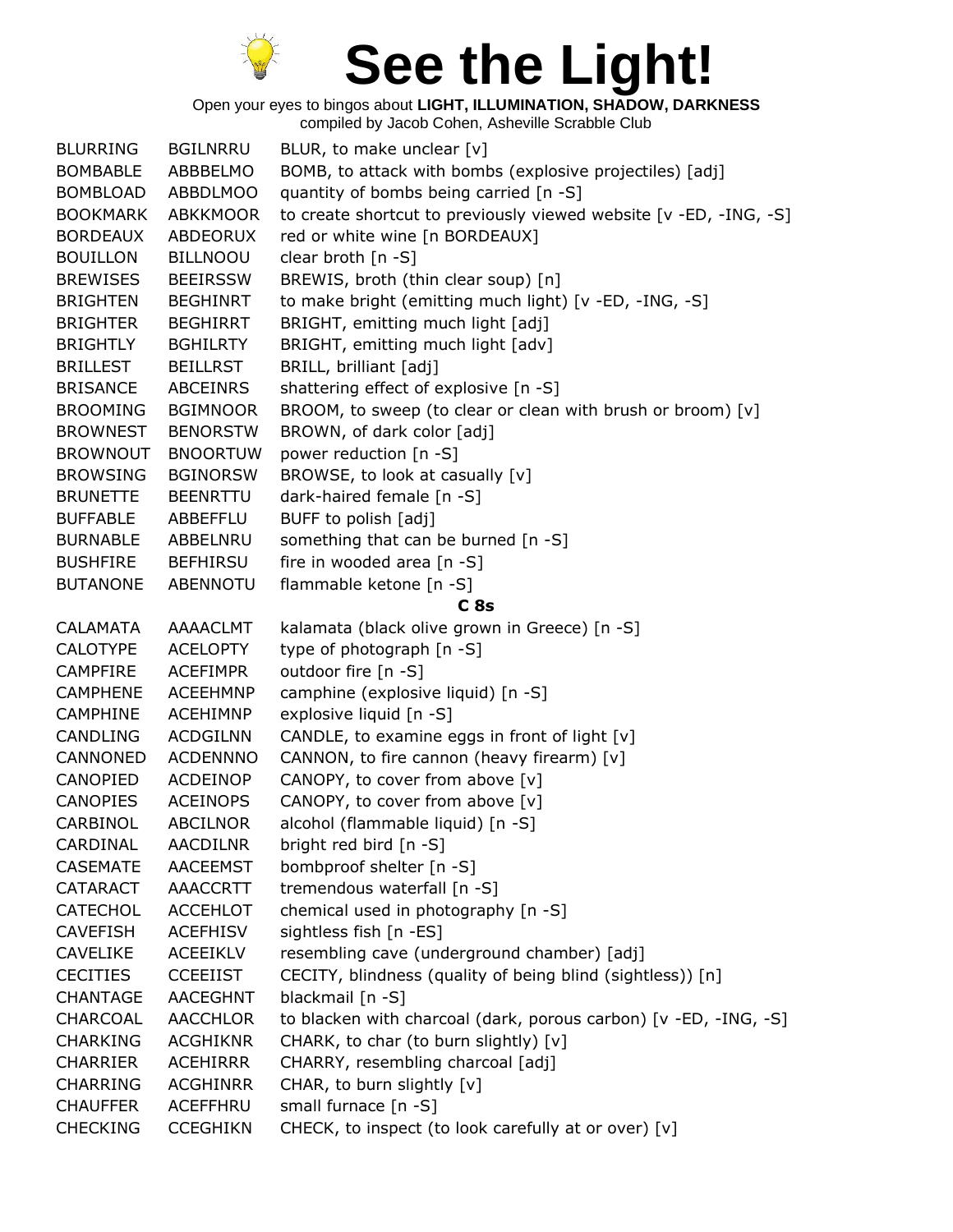# See the Light!

Open your eyes to bingos about **LIGHT, ILLUMINATION, SHADOW, DARKNESS**
compiled by Jacob Cohen, Asheville Scrabble Club

| | | |
|---|---|---|
| BLURRING | BGILNRRU | BLUR, to make unclear [v] |
| BOMBABLE | ABBBELMO | BOMB, to attack with bombs (explosive projectiles) [adj] |
| BOMBLOAD | ABBDLMOO | quantity of bombs being carried [n -S] |
| BOOKMARK | ABKKMOOR | to create shortcut to previously viewed website [v -ED, -ING, -S] |
| BORDEAUX | ABDEORUX | red or white wine [n BORDEAUX] |
| BOUILLON | BILLNOOU | clear broth [n -S] |
| BREWISES | BEEIRSSW | BREWIS, broth (thin clear soup) [n] |
| BRIGHTEN | BEGHINRT | to make bright (emitting much light) [v -ED, -ING, -S] |
| BRIGHTER | BEGHIRRT | BRIGHT, emitting much light [adj] |
| BRIGHTLY | BGHILRTY | BRIGHT, emitting much light [adv] |
| BRILLEST | BEILLRST | BRILL, brilliant [adj] |
| BRISANCE | ABCEINRS | shattering effect of explosive [n -S] |
| BROOMING | BGIMNOOR | BROOM, to sweep (to clear or clean with brush or broom) [v] |
| BROWNEST | BENORSTW | BROWN, of dark color [adj] |
| BROWNOUT | BNOORTUW | power reduction [n -S] |
| BROWSING | BGINORSW | BROWSE, to look at casually [v] |
| BRUNETTE | BEENRTTU | dark-haired female [n -S] |
| BUFFABLE | ABBEFFLU | BUFF to polish [adj] |
| BURNABLE | ABBELNRU | something that can be burned [n -S] |
| BUSHFIRE | BEFHIRSU | fire in wooded area [n -S] |
| BUTANONE | ABENNOTU | flammable ketone [n -S] |
| | | **C 8s** |
| CALAMATA | AAAACLMT | kalamata (black olive grown in Greece) [n -S] |
| CALOTYPE | ACELOPTY | type of photograph [n -S] |
| CAMPFIRE | ACEFIMPR | outdoor fire [n -S] |
| CAMPHENE | ACEEHMNP | camphine (explosive liquid) [n -S] |
| CAMPHINE | ACEHIMNP | explosive liquid [n -S] |
| CANDLING | ACDGILNN | CANDLE, to examine eggs in front of light [v] |
| CANNONED | ACDENNNO | CANNON, to fire cannon (heavy firearm) [v] |
| CANOPIED | ACDEINOP | CANOPY, to cover from above [v] |
| CANOPIES | ACEINOPS | CANOPY, to cover from above [v] |
| CARBINOL | ABCILNOR | alcohol (flammable liquid) [n -S] |
| CARDINAL | AACDILNR | bright red bird [n -S] |
| CASEMATE | AACEEMST | bombproof shelter [n -S] |
| CATARACT | AAACCRTT | tremendous waterfall [n -S] |
| CATECHOL | ACCEHLOT | chemical used in photography [n -S] |
| CAVEFISH | ACEFHISV | sightless fish [n -ES] |
| CAVELIKE | ACEEIKLV | resembling cave (underground chamber) [adj] |
| CECITIES | CCEEIIST | CECITY, blindness (quality of being blind (sightless)) [n] |
| CHANTAGE | AACEGHNT | blackmail [n -S] |
| CHARCOAL | AACCHLOR | to blacken with charcoal (dark, porous carbon) [v -ED, -ING, -S] |
| CHARKING | ACGHIKNR | CHARK, to char (to burn slightly) [v] |
| CHARRIER | ACEHIRRR | CHARRY, resembling charcoal [adj] |
| CHARRING | ACGHINRR | CHAR, to burn slightly [v] |
| CHAUFFER | ACEFFHRU | small furnace [n -S] |
| CHECKING | CCEGHIKN | CHECK, to inspect (to look carefully at or over) [v] |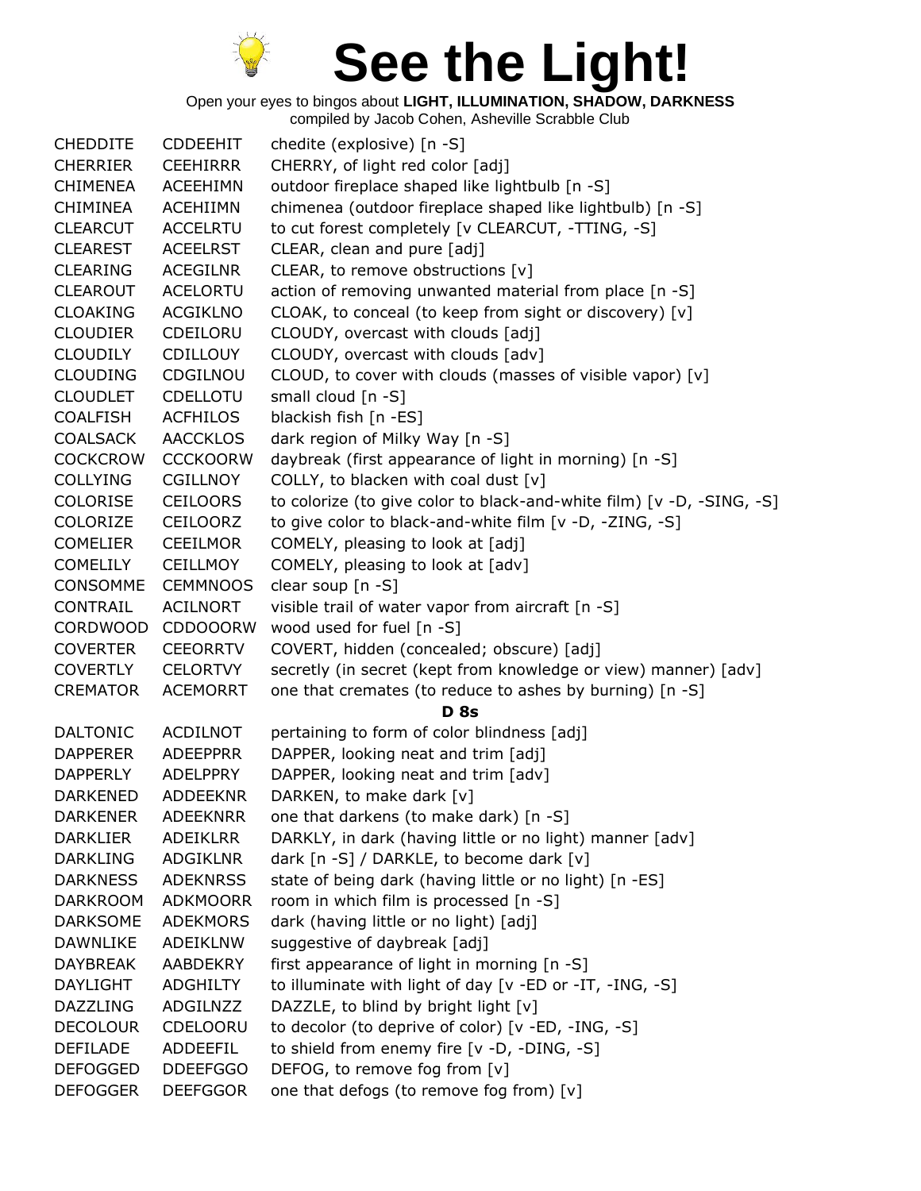# See the Light!

Open your eyes to bingos about **LIGHT, ILLUMINATION, SHADOW, DARKNESS**
compiled by Jacob Cohen, Asheville Scrabble Club

| | | |
|---|---|---|
| CHEDDITE | CDDEEHIT | chedite (explosive) [n -S] |
| CHERRIER | CEEHIRRR | CHERRY, of light red color [adj] |
| CHIMENEA | ACEEHIMN | outdoor fireplace shaped like lightbulb [n -S] |
| CHIMINEA | ACEHIIMN | chimenea (outdoor fireplace shaped like lightbulb) [n -S] |
| CLEARCUT | ACCELRTU | to cut forest completely [v CLEARCUT, -TTING, -S] |
| CLEAREST | ACEELRST | CLEAR, clean and pure [adj] |
| CLEARING | ACEGILNR | CLEAR, to remove obstructions [v] |
| CLEAROUT | ACELORTU | action of removing unwanted material from place [n -S] |
| CLOAKING | ACGIKLNO | CLOAK, to conceal (to keep from sight or discovery) [v] |
| CLOUDIER | CDEILORU | CLOUDY, overcast with clouds [adj] |
| CLOUDILY | CDILLOUY | CLOUDY, overcast with clouds [adv] |
| CLOUDING | CDGILNOU | CLOUD, to cover with clouds (masses of visible vapor) [v] |
| CLOUDLET | CDELLOTU | small cloud [n -S] |
| COALFISH | ACFHILOS | blackish fish [n -ES] |
| COALSACK | AACCKLOS | dark region of Milky Way [n -S] |
| COCKCROW | CCCKOORW | daybreak (first appearance of light in morning) [n -S] |
| COLLYING | CGILLNOY | COLLY, to blacken with coal dust [v] |
| COLORISE | CEILOORS | to colorize (to give color to black-and-white film) [v -D, -SING, -S] |
| COLORIZE | CEILOORZ | to give color to black-and-white film [v -D, -ZING, -S] |
| COMELIER | CEEILMOR | COMELY, pleasing to look at [adj] |
| COMELILY | CEILLMOY | COMELY, pleasing to look at [adv] |
| CONSOMME | CEMMNOOS | clear soup [n -S] |
| CONTRAIL | ACILNORT | visible trail of water vapor from aircraft [n -S] |
| CORDWOOD | CDDOOORW | wood used for fuel [n -S] |
| COVERTER | CEEORRTV | COVERT, hidden (concealed; obscure) [adj] |
| COVERTLY | CELORTVY | secretly (in secret (kept from knowledge or view) manner) [adv] |
| CREMATOR | ACEMORRT | one that cremates (to reduce to ashes by burning) [n -S] |
| | | **D 8s** |
| DALTONIC | ACDILNOT | pertaining to form of color blindness [adj] |
| DAPPERER | ADEEPPRR | DAPPER, looking neat and trim [adj] |
| DAPPERLY | ADELPPRY | DAPPER, looking neat and trim [adv] |
| DARKENED | ADDEEKNR | DARKEN, to make dark [v] |
| DARKENER | ADEEKNRR | one that darkens (to make dark) [n -S] |
| DARKLIER | ADEIKLRR | DARKLY, in dark (having little or no light) manner [adv] |
| DARKLING | ADGIKLNR | dark [n -S] / DARKLE, to become dark [v] |
| DARKNESS | ADEKNRSS | state of being dark (having little or no light) [n -ES] |
| DARKROOM | ADKMOORR | room in which film is processed [n -S] |
| DARKSOME | ADEKMORS | dark (having little or no light) [adj] |
| DAWNLIKE | ADEIKLNW | suggestive of daybreak [adj] |
| DAYBREAK | AABDEKRY | first appearance of light in morning [n -S] |
| DAYLIGHT | ADGHILTY | to illuminate with light of day [v -ED or -IT, -ING, -S] |
| DAZZLING | ADGILNZZ | DAZZLE, to blind by bright light [v] |
| DECOLOUR | CDELOORU | to decolor (to deprive of color) [v -ED, -ING, -S] |
| DEFILADE | ADDEEFIL | to shield from enemy fire [v -D, -DING, -S] |
| DEFOGGED | DDEEFGGO | DEFOG, to remove fog from [v] |
| DEFOGGER | DEEFGGOR | one that defogs (to remove fog from) [v] |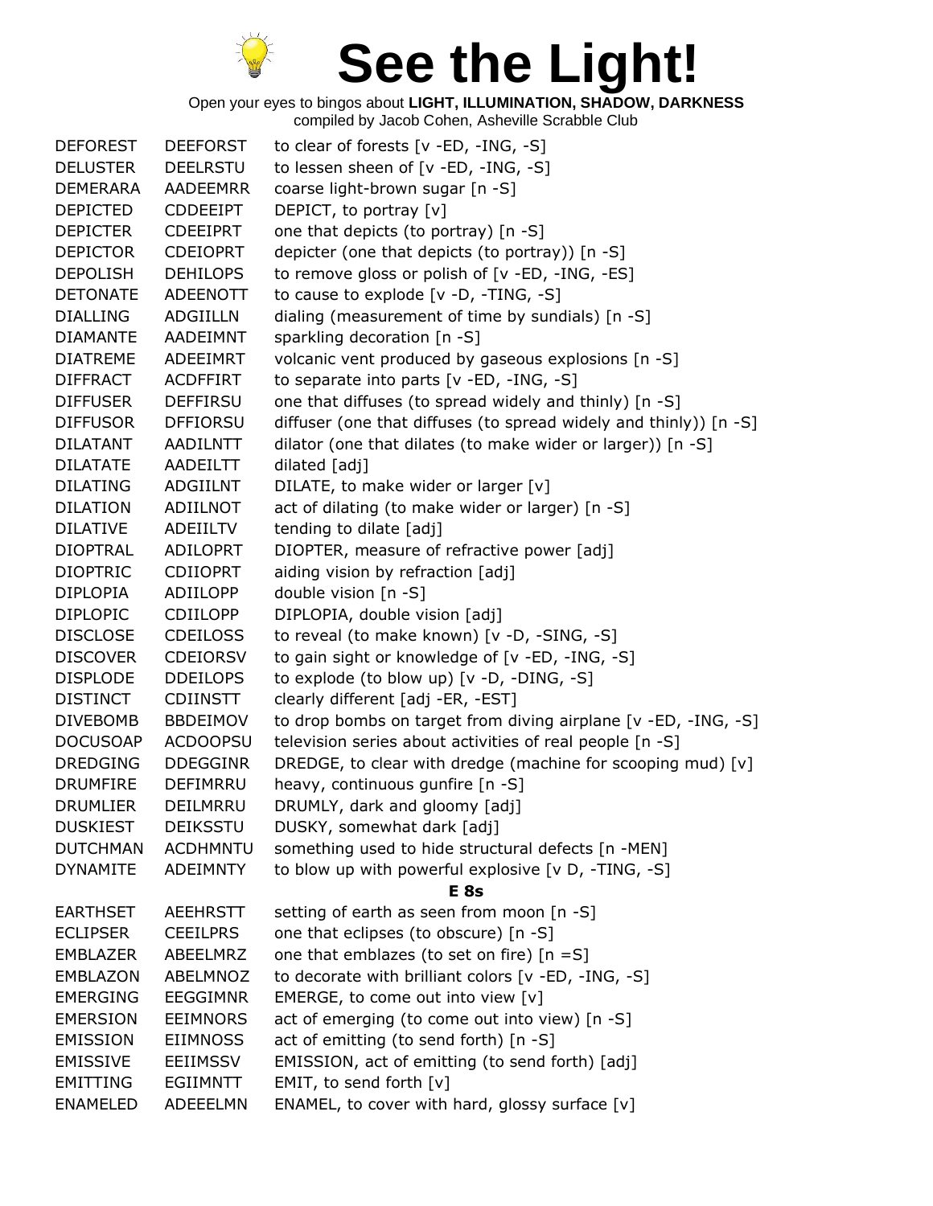# See the Light!

Open your eyes to bingos about **LIGHT, ILLUMINATION, SHADOW, DARKNESS**
compiled by Jacob Cohen, Asheville Scrabble Club

| | | |
|---|---|---|
| DEFOREST | DEEFORST | to clear of forests [v -ED, -ING, -S] |
| DELUSTER | DEELRSTU | to lessen sheen of [v -ED, -ING, -S] |
| DEMERARA | AADEEMRR | coarse light-brown sugar [n -S] |
| DEPICTED | CDDEEIPT | DEPICT, to portray [v] |
| DEPICTER | CDEEIPRT | one that depicts (to portray) [n -S] |
| DEPICTOR | CDEIOPRT | depicter (one that depicts (to portray)) [n -S] |
| DEPOLISH | DEHILOPS | to remove gloss or polish of [v -ED, -ING, -ES] |
| DETONATE | ADEENOTT | to cause to explode [v -D, -TING, -S] |
| DIALLING | ADGIILLN | dialing (measurement of time by sundials) [n -S] |
| DIAMANTE | AADEIMNT | sparkling decoration [n -S] |
| DIATREME | ADEEIMRT | volcanic vent produced by gaseous explosions [n -S] |
| DIFFRACT | ACDFFIRT | to separate into parts [v -ED, -ING, -S] |
| DIFFUSER | DEFFIRSU | one that diffuses (to spread widely and thinly) [n -S] |
| DIFFUSOR | DFFIORSU | diffuser (one that diffuses (to spread widely and thinly)) [n -S] |
| DILATANT | AADILNTT | dilator (one that dilates (to make wider or larger)) [n -S] |
| DILATATE | AADEILTT | dilated [adj] |
| DILATING | ADGIILNT | DILATE, to make wider or larger [v] |
| DILATION | ADIILNOT | act of dilating (to make wider or larger) [n -S] |
| DILATIVE | ADEIILTV | tending to dilate [adj] |
| DIOPTRAL | ADILOPRT | DIOPTER, measure of refractive power [adj] |
| DIOPTRIC | CDIIOPRT | aiding vision by refraction [adj] |
| DIPLOPIA | ADIILOPP | double vision [n -S] |
| DIPLOPIC | CDIILOPP | DIPLOPIA, double vision [adj] |
| DISCLOSE | CDEILOSS | to reveal (to make known) [v -D, -SING, -S] |
| DISCOVER | CDEIORSV | to gain sight or knowledge of [v -ED, -ING, -S] |
| DISPLODE | DDEILOPS | to explode (to blow up) [v -D, -DING, -S] |
| DISTINCT | CDIINSTT | clearly different [adj -ER, -EST] |
| DIVEBOMB | BBDEIMOV | to drop bombs on target from diving airplane [v -ED, -ING, -S] |
| DOCUSOAP | ACDOOPSU | television series about activities of real people [n -S] |
| DREDGING | DDEGGINR | DREDGE, to clear with dredge (machine for scooping mud) [v] |
| DRUMFIRE | DEFIMRRU | heavy, continuous gunfire [n -S] |
| DRUMLIER | DEILMRRU | DRUMLY, dark and gloomy [adj] |
| DUSKIEST | DEIKSSTU | DUSKY, somewhat dark [adj] |
| DUTCHMAN | ACDHMNTU | something used to hide structural defects [n -MEN] |
| DYNAMITE | ADEIMNTY | to blow up with powerful explosive [v D, -TING, -S] |
| | | **E 8s** |
| EARTHSET | AEEHRSTT | setting of earth as seen from moon [n -S] |
| ECLIPSER | CEEILPRS | one that eclipses (to obscure) [n -S] |
| EMBLAZER | ABEELMRZ | one that emblazes (to set on fire) [n =S] |
| EMBLAZON | ABELMNOZ | to decorate with brilliant colors [v -ED, -ING, -S] |
| EMERGING | EEGGIMNR | EMERGE, to come out into view [v] |
| EMERSION | EEIMNORS | act of emerging (to come out into view) [n -S] |
| EMISSION | EIIMNOSS | act of emitting (to send forth) [n -S] |
| EMISSIVE | EEIIMSSV | EMISSION, act of emitting (to send forth) [adj] |
| EMITTING | EGIIMNTT | EMIT, to send forth [v] |
| ENAMELED | ADEEELMN | ENAMEL, to cover with hard, glossy surface [v] |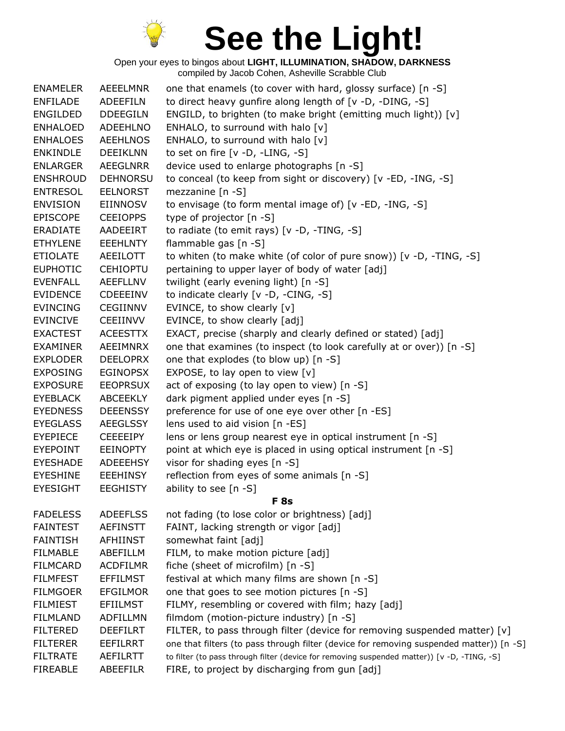# See the Light!

Open your eyes to bingos about **LIGHT, ILLUMINATION, SHADOW, DARKNESS**
compiled by Jacob Cohen, Asheville Scrabble Club

| | | |
|---|---|---|
| ENAMELER | AEEELMNR | one that enamels (to cover with hard, glossy surface) [n -S] |
| ENFILADE | ADEEFILN | to direct heavy gunfire along length of [v -D, -DING, -S] |
| ENGILDED | DDEEGILN | ENGILD, to brighten (to make bright (emitting much light)) [v] |
| ENHALOED | ADEEHLNO | ENHALO, to surround with halo [v] |
| ENHALOES | AEEHLNOS | ENHALO, to surround with halo [v] |
| ENKINDLE | DEEIKLNN | to set on fire [v -D, -LING, -S] |
| ENLARGER | AEEGLNRR | device used to enlarge photographs [n -S] |
| ENSHROUD | DEHNORSU | to conceal (to keep from sight or discovery) [v -ED, -ING, -S] |
| ENTRESOL | EELNORST | mezzanine [n -S] |
| ENVISION | EIINNOSV | to envisage (to form mental image of) [v -ED, -ING, -S] |
| EPISCOPE | CEEIOPPS | type of projector [n -S] |
| ERADIATE | AADEEIRT | to radiate (to emit rays) [v -D, -TING, -S] |
| ETHYLENE | EEEHLNTY | flammable gas [n -S] |
| ETIOLATE | AEEILOTT | to whiten (to make white (of color of pure snow)) [v -D, -TING, -S] |
| EUPHOTIC | CEHIOPTU | pertaining to upper layer of body of water [adj] |
| EVENFALL | AEEFLLNV | twilight (early evening light) [n -S] |
| EVIDENCE | CDEEEINV | to indicate clearly [v -D, -CING, -S] |
| EVINCING | CEGIINNV | EVINCE, to show clearly [v] |
| EVINCIVE | CEEIINVV | EVINCE, to show clearly [adj] |
| EXACTEST | ACEESTTX | EXACT, precise (sharply and clearly defined or stated) [adj] |
| EXAMINER | AEEIMNRX | one that examines (to inspect (to look carefully at or over)) [n -S] |
| EXPLODER | DEELOPRX | one that explodes (to blow up) [n -S] |
| EXPOSING | EGINOPSX | EXPOSE, to lay open to view [v] |
| EXPOSURE | EEOPRSUX | act of exposing (to lay open to view) [n -S] |
| EYEBLACK | ABCEEKLY | dark pigment applied under eyes [n -S] |
| EYEDNESS | DEEENSSY | preference for use of one eye over other [n -ES] |
| EYEGLASS | AEEGLSSY | lens used to aid vision [n -ES] |
| EYEPIECE | CEEEEIPY | lens or lens group nearest eye in optical instrument [n -S] |
| EYEPOINT | EEINOPTY | point at which eye is placed in using optical instrument [n -S] |
| EYESHADE | ADEEEHSY | visor for shading eyes [n -S] |
| EYESHINE | EEEHINSY | reflection from eyes of some animals [n -S] |
| EYESIGHT | EEGHISTY | ability to see [n -S] |

**F 8s**

| | | |
|---|---|---|
| FADELESS | ADEEFLSS | not fading (to lose color or brightness) [adj] |
| FAINTEST | AEFINSTT | FAINT, lacking strength or vigor [adj] |
| FAINTISH | AFHIINST | somewhat faint [adj] |
| FILMABLE | ABEFILLM | FILM, to make motion picture [adj] |
| FILMCARD | ACDFILMR | fiche (sheet of microfilm) [n -S] |
| FILMFEST | EFFILMST | festival at which many films are shown [n -S] |
| FILMGOER | EFGILMOR | one that goes to see motion pictures [n -S] |
| FILMIEST | EFIILMST | FILMY, resembling or covered with film; hazy [adj] |
| FILMLAND | ADFILLMN | filmdom (motion-picture industry) [n -S] |
| FILTERED | DEEFILRT | FILTER, to pass through filter (device for removing suspended matter) [v] |
| FILTERER | EEFILRRT | one that filters (to pass through filter (device for removing suspended matter)) [n -S] |
| FILTRATE | AEFILRTT | to filter (to pass through filter (device for removing suspended matter)) [v -D, -TING, -S] |
| FIREABLE | ABEEFILR | FIRE, to project by discharging from gun [adj] |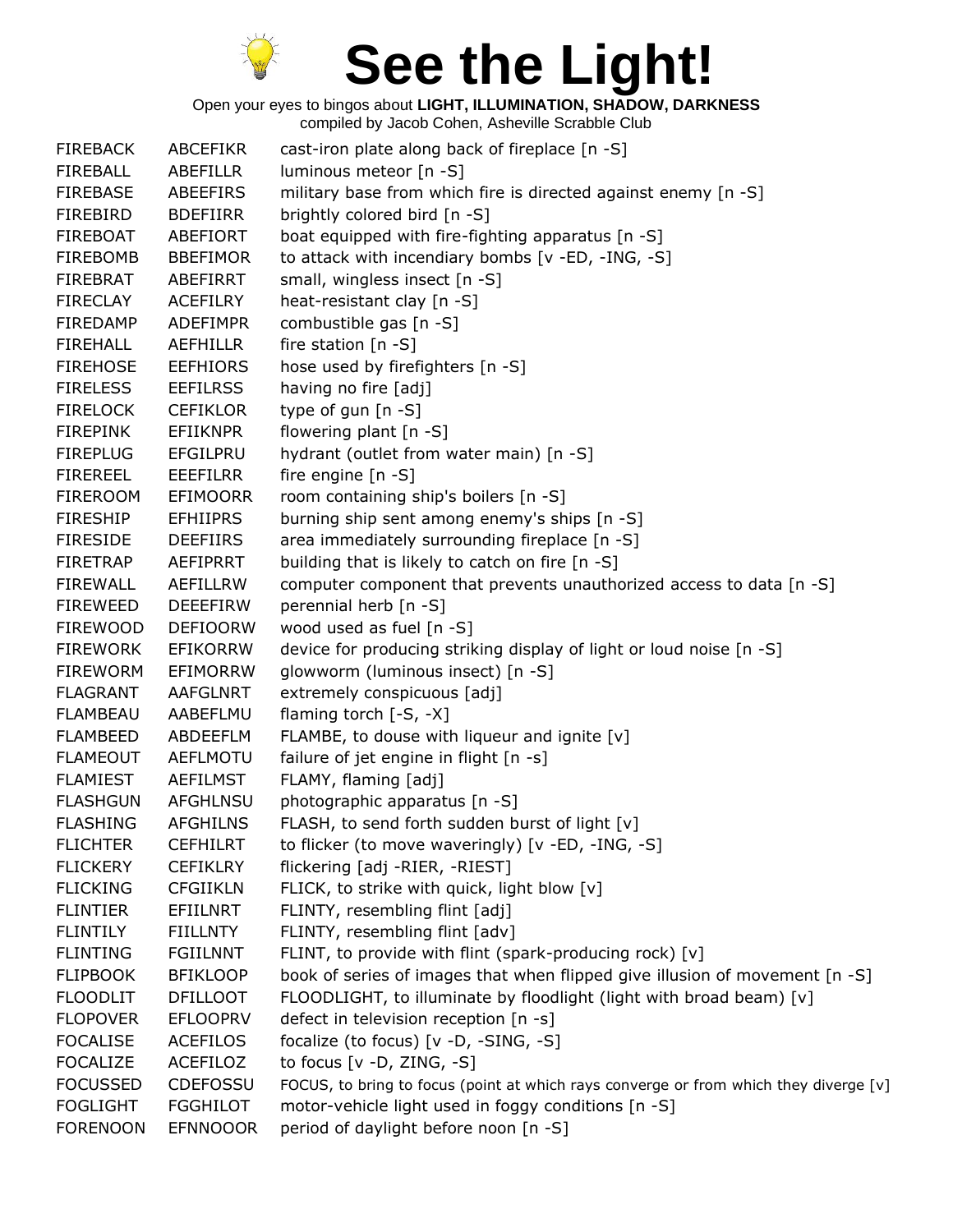# See the Light!

Open your eyes to bingos about **LIGHT, ILLUMINATION, SHADOW, DARKNESS**
compiled by Jacob Cohen, Asheville Scrabble Club

| | | |
|---|---|---|
| FIREBACK | ABCEFIKR | cast-iron plate along back of fireplace [n -S] |
| FIREBALL | ABEFILLR | luminous meteor [n -S] |
| FIREBASE | ABEEFIRS | military base from which fire is directed against enemy [n -S] |
| FIREBIRD | BDEFIIRR | brightly colored bird [n -S] |
| FIREBOAT | ABEFIORT | boat equipped with fire-fighting apparatus [n -S] |
| FIREBOMB | BBEFIMOR | to attack with incendiary bombs [v -ED, -ING, -S] |
| FIREBRAT | ABEFIRRT | small, wingless insect [n -S] |
| FIRECLAY | ACEFILRY | heat-resistant clay [n -S] |
| FIREDAMP | ADEFIMPR | combustible gas [n -S] |
| FIREHALL | AEFHILLR | fire station [n -S] |
| FIREHOSE | EEFHIORS | hose used by firefighters [n -S] |
| FIRELESS | EEFILRSS | having no fire [adj] |
| FIRELOCK | CEFIKLOR | type of gun [n -S] |
| FIREPINK | EFIIKNPR | flowering plant [n -S] |
| FIREPLUG | EFGILPRU | hydrant (outlet from water main) [n -S] |
| FIREREEL | EEEFILRR | fire engine [n -S] |
| FIREROOM | EFIMOORR | room containing ship's boilers [n -S] |
| FIRESHIP | EFHIIPRS | burning ship sent among enemy's ships [n -S] |
| FIRESIDE | DEEFIIRS | area immediately surrounding fireplace [n -S] |
| FIRETRAP | AEFIPRRT | building that is likely to catch on fire [n -S] |
| FIREWALL | AEFILLRW | computer component that prevents unauthorized access to data [n -S] |
| FIREWEED | DEEEFIRW | perennial herb [n -S] |
| FIREWOOD | DEFIOORW | wood used as fuel [n -S] |
| FIREWORK | EFIKORRW | device for producing striking display of light or loud noise [n -S] |
| FIREWORM | EFIMORRW | glowworm (luminous insect) [n -S] |
| FLAGRANT | AAFGLNRT | extremely conspicuous [adj] |
| FLAMBEAU | AABEFLMU | flaming torch [-S, -X] |
| FLAMBEED | ABDEEFLM | FLAMBE, to douse with liqueur and ignite [v] |
| FLAMEOUT | AEFLMOTU | failure of jet engine in flight [n -s] |
| FLAMIEST | AEFILMST | FLAMY, flaming [adj] |
| FLASHGUN | AFGHLNSU | photographic apparatus [n -S] |
| FLASHING | AFGHILNS | FLASH, to send forth sudden burst of light [v] |
| FLICHTER | CEFHILRT | to flicker (to move waveringly) [v -ED, -ING, -S] |
| FLICKERY | CEFIKLRY | flickering [adj -RIER, -RIEST] |
| FLICKING | CFGIIKLN | FLICK, to strike with quick, light blow [v] |
| FLINTIER | EFIILNRT | FLINTY, resembling flint [adj] |
| FLINTILY | FIILLNTY | FLINTY, resembling flint [adv] |
| FLINTING | FGIILNNT | FLINT, to provide with flint (spark-producing rock) [v] |
| FLIPBOOK | BFIKLOOP | book of series of images that when flipped give illusion of movement [n -S] |
| FLOODLIT | DFILLOOT | FLOODLIGHT, to illuminate by floodlight (light with broad beam) [v] |
| FLOPOVER | EFLOOPRV | defect in television reception [n -s] |
| FOCALISE | ACEFILOS | focalize (to focus) [v -D, -SING, -S] |
| FOCALIZE | ACEFILOZ | to focus [v -D, ZING, -S] |
| FOCUSSED | CDEFOSSU | FOCUS, to bring to focus (point at which rays converge or from which they diverge [v] |
| FOGLIGHT | FGGHILOT | motor-vehicle light used in foggy conditions [n -S] |
| FORENOON | EFNNOOOR | period of daylight before noon [n -S] |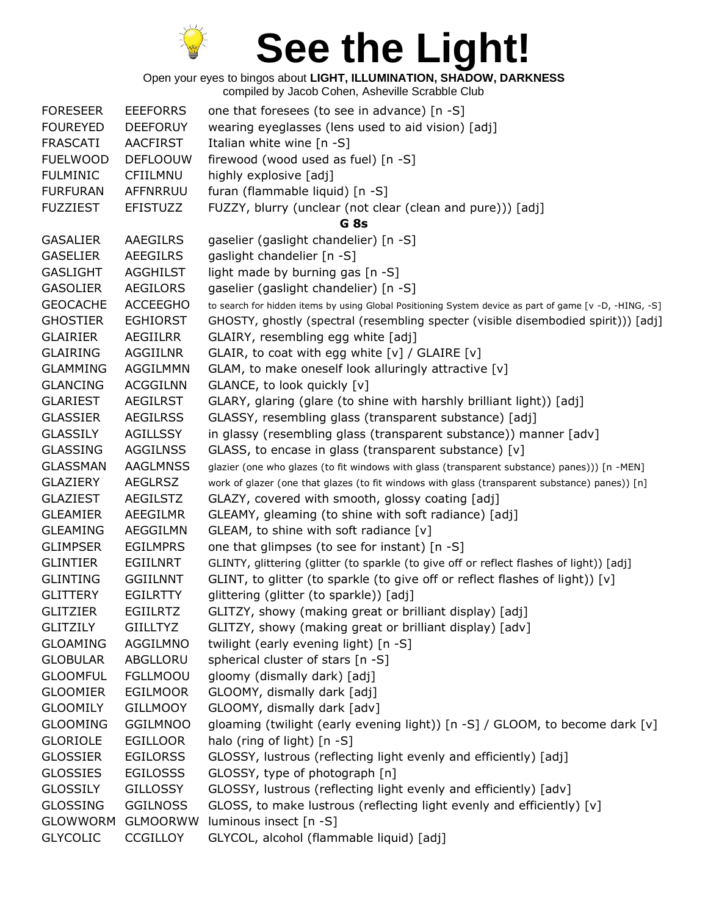# See the Light!

Open your eyes to bingos about **LIGHT, ILLUMINATION, SHADOW, DARKNESS**
compiled by Jacob Cohen, Asheville Scrabble Club

| | | |
|---|---|---|
| FORESEER | EEEFORRS | one that foresees (to see in advance) [n -S] |
| FOUREYED | DEEFORUY | wearing eyeglasses (lens used to aid vision) [adj] |
| FRASCATI | AACFIRST | Italian white wine [n -S] |
| FUELWOOD | DEFLOOUW | firewood (wood used as fuel) [n -S] |
| FULMINIC | CFIILMNU | highly explosive [adj] |
| FURFURAN | AFFNRRUU | furan (flammable liquid) [n -S] |
| FUZZIEST | EFISTUZZ | FUZZY, blurry (unclear (not clear (clean and pure))) [adj] |
| | **G 8s** | |
| GASALIER | AAEGILRS | gaselier (gaslight chandelier) [n -S] |
| GASELIER | AEEGILRS | gaslight chandelier [n -S] |
| GASLIGHT | AGGHILST | light made by burning gas [n -S] |
| GASOLIER | AEGILORS | gaselier (gaslight chandelier) [n -S] |
| GEOCACHE | ACCEEGHO | to search for hidden items by using Global Positioning System device as part of game [v -D, -HING, -S] |
| GHOSTIER | EGHIORST | GHOSTY, ghostly (spectral (resembling specter (visible disembodied spirit))) [adj] |
| GLAIRIER | AEGIILRR | GLAIRY, resembling egg white [adj] |
| GLAIRING | AGGIILNR | GLAIR, to coat with egg white [v] / GLAIRE [v] |
| GLAMMING | AGGILMMN | GLAM, to make oneself look alluringly attractive [v] |
| GLANCING | ACGGILNN | GLANCE, to look quickly [v] |
| GLARIEST | AEGILRST | GLARY, glaring (glare (to shine with harshly brilliant light)) [adj] |
| GLASSIER | AEGILRSS | GLASSY, resembling glass (transparent substance) [adj] |
| GLASSILY | AGILLSSY | in glassy (resembling glass (transparent substance)) manner [adv] |
| GLASSING | AGGILNSS | GLASS, to encase in glass (transparent substance) [v] |
| GLASSMAN | AAGLMNSS | glazier (one who glazes (to fit windows with glass (transparent substance) panes))) [n -MEN] |
| GLAZIERY | AEGLRSZ | work of glazer (one that glazes (to fit windows with glass (transparent substance) panes)) [n] |
| GLAZIEST | AEGILSTZ | GLAZY, covered with smooth, glossy coating [adj] |
| GLEAMIER | AEEGILMR | GLEAMY, gleaming (to shine with soft radiance) [adj] |
| GLEAMING | AEGGILMN | GLEAM, to shine with soft radiance [v] |
| GLIMPSER | EGILMPRS | one that glimpses (to see for instant) [n -S] |
| GLINTIER | EGIILNRT | GLINTY, glittering (glitter (to sparkle (to give off or reflect flashes of light)) [adj] |
| GLINTING | GGIILNNT | GLINT, to glitter (to sparkle (to give off or reflect flashes of light)) [v] |
| GLITTERY | EGILRTTY | glittering (glitter (to sparkle)) [adj] |
| GLITZIER | EGIILRTZ | GLITZY, showy (making great or brilliant display) [adj] |
| GLITZILY | GIILLTYZ | GLITZY, showy (making great or brilliant display) [adv] |
| GLOAMING | AGGILMNO | twilight (early evening light) [n -S] |
| GLOBULAR | ABGLLORU | spherical cluster of stars [n -S] |
| GLOOMFUL | FGLLMOOU | gloomy (dismally dark) [adj] |
| GLOOMIER | EGILMOOR | GLOOMY, dismally dark [adj] |
| GLOOMILY | GILLMOOY | GLOOMY, dismally dark [adv] |
| GLOOMING | GGILMNOO | gloaming (twilight (early evening light)) [n -S] / GLOOM, to become dark [v] |
| GLORIOLE | EGILLOOR | halo (ring of light) [n -S] |
| GLOSSIER | EGILORSS | GLOSSY, lustrous (reflecting light evenly and efficiently) [adj] |
| GLOSSIES | EGILOSSS | GLOSSY, type of photograph [n] |
| GLOSSILY | GILLOSSY | GLOSSY, lustrous (reflecting light evenly and efficiently) [adv] |
| GLOSSING | GGILNOSS | GLOSS, to make lustrous (reflecting light evenly and efficiently) [v] |
| GLOWWORM | GLMOORWW | luminous insect [n -S] |
| GLYCOLIC | CCGILLOY | GLYCOL, alcohol (flammable liquid) [adj] |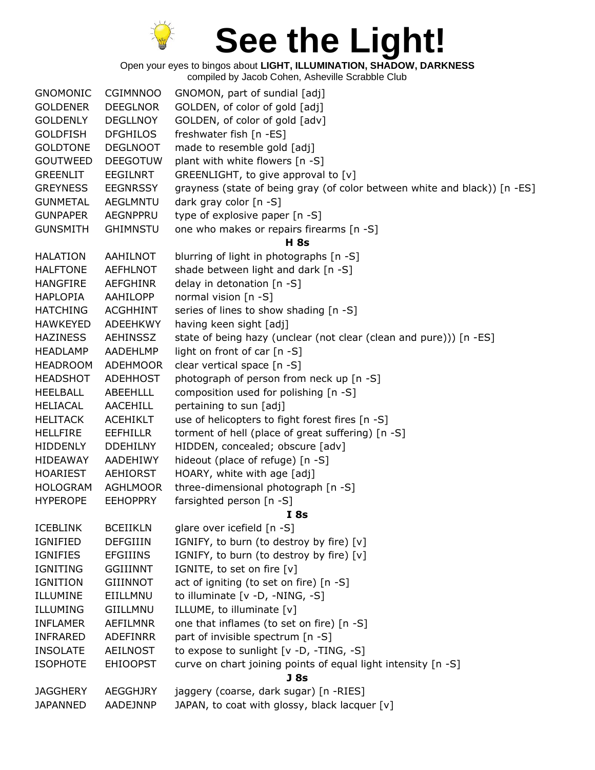# See the Light!

Open your eyes to bingos about **LIGHT, ILLUMINATION, SHADOW, DARKNESS**
compiled by Jacob Cohen, Asheville Scrabble Club

| | | |
|---|---|---|
| GNOMONIC | CGIMNNOO | GNOMON, part of sundial [adj] |
| GOLDENER | DEEGLNOR | GOLDEN, of color of gold [adj] |
| GOLDENLY | DEGLLNOY | GOLDEN, of color of gold [adv] |
| GOLDFISH | DFGHILOS | freshwater fish [n -ES] |
| GOLDTONE | DEGLNOOT | made to resemble gold [adj] |
| GOUTWEED | DEEGOTUW | plant with white flowers [n -S] |
| GREENLIT | EEGILNRT | GREENLIGHT, to give approval to [v] |
| GREYNESS | EEGNRSSY | grayness (state of being gray (of color between white and black)) [n -ES] |
| GUNMETAL | AEGLMNTU | dark gray color [n -S] |
| GUNPAPER | AEGNPPRU | type of explosive paper [n -S] |
| GUNSMITH | GHIMNSTU | one who makes or repairs firearms [n -S] |
| | | **H 8s** |
| HALATION | AAHILNOT | blurring of light in photographs [n -S] |
| HALFTONE | AEFHLNOT | shade between light and dark [n -S] |
| HANGFIRE | AEFGHINR | delay in detonation [n -S] |
| HAPLOPIA | AAHILOPP | normal vision [n -S] |
| HATCHING | ACGHHINT | series of lines to show shading [n -S] |
| HAWKEYED | ADEEHKWY | having keen sight [adj] |
| HAZINESS | AEHINSSZ | state of being hazy (unclear (not clear (clean and pure))) [n -ES] |
| HEADLAMP | AADEHLMP | light on front of car [n -S] |
| HEADROOM | ADEHMOOR | clear vertical space [n -S] |
| HEADSHOT | ADEHHOST | photograph of person from neck up [n -S] |
| HEELBALL | ABEEHLLL | composition used for polishing [n -S] |
| HELIACAL | AACEHILL | pertaining to sun [adj] |
| HELITACK | ACEHIKLT | use of helicopters to fight forest fires [n -S] |
| HELLFIRE | EEFHILLR | torment of hell (place of great suffering) [n -S] |
| HIDDENLY | DDEHILNY | HIDDEN, concealed; obscure [adv] |
| HIDEAWAY | AADEHIWY | hideout (place of refuge) [n -S] |
| HOARIEST | AEHIORST | HOARY, white with age [adj] |
| HOLOGRAM | AGHLMOOR | three-dimensional photograph [n -S] |
| HYPEROPE | EEHOPPRY | farsighted person [n -S] |
| | | **I 8s** |
| ICEBLINK | BCEIIKLN | glare over icefield [n -S] |
| IGNIFIED | DEFGIIIN | IGNIFY, to burn (to destroy by fire) [v] |
| IGNIFIES | EFGIIINS | IGNIFY, to burn (to destroy by fire) [v] |
| IGNITING | GGIIINNT | IGNITE, to set on fire [v] |
| IGNITION | GIIINNOT | act of igniting (to set on fire) [n -S] |
| ILLUMINE | EIILLMNU | to illuminate [v -D, -NING, -S] |
| ILLUMING | GIILLMNU | ILLUME, to illuminate [v] |
| INFLAMER | AEFILMNR | one that inflames (to set on fire) [n -S] |
| INFRARED | ADEFINRR | part of invisible spectrum [n -S] |
| INSOLATE | AEILNOST | to expose to sunlight [v -D, -TING, -S] |
| ISOPHOTE | EHIOOPST | curve on chart joining points of equal light intensity [n -S] |
| | | **J 8s** |
| JAGGHERY | AEGGHJRY | jaggery (coarse, dark sugar) [n -RIES] |
| JAPANNED | AADEJNNP | JAPAN, to coat with glossy, black lacquer [v] |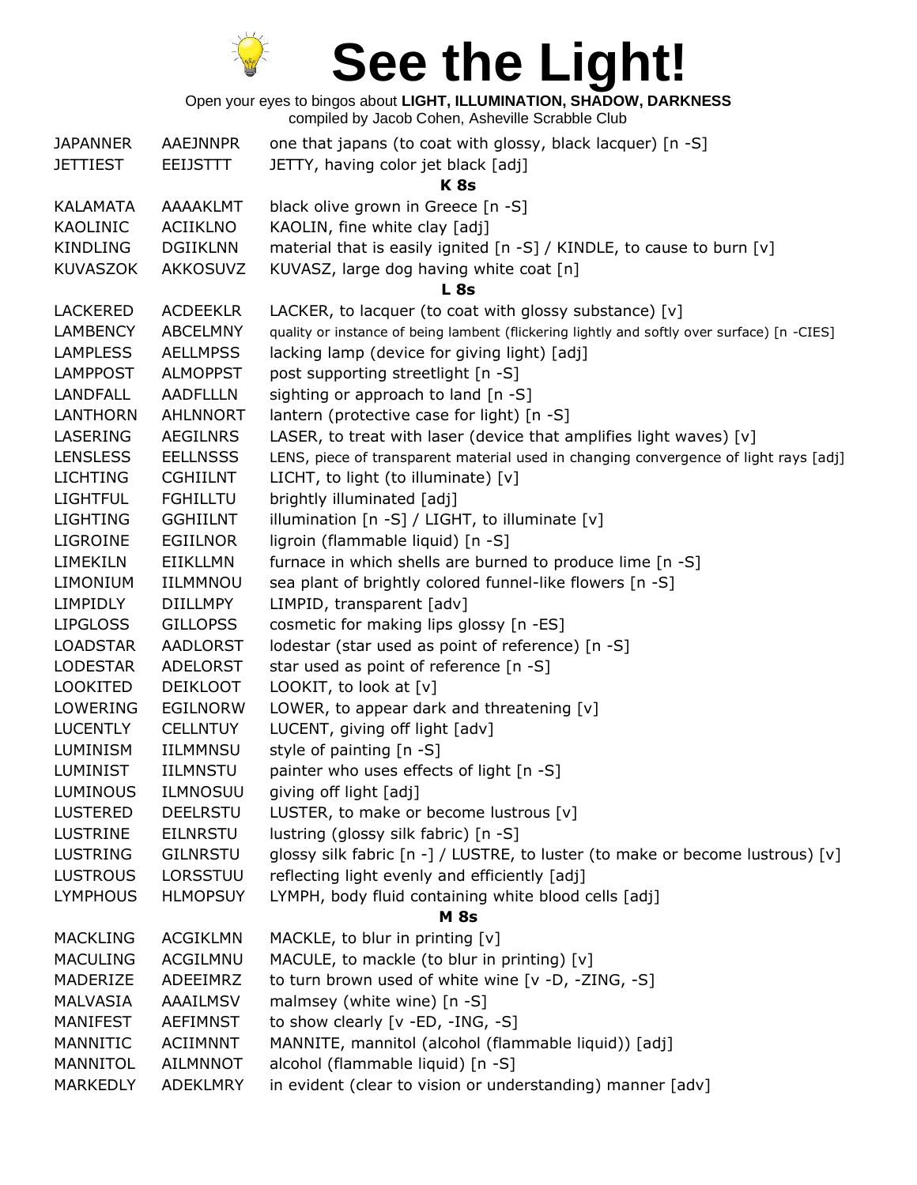# See the Light!

Open your eyes to bingos about **LIGHT, ILLUMINATION, SHADOW, DARKNESS**
compiled by Jacob Cohen, Asheville Scrabble Club

| | | |
|---|---|---|
| JAPANNER | AAEJNNPR | one that japans (to coat with glossy, black lacquer) [n -S] |
| JETTIEST | EEIJSTTT | JETTY, having color jet black [adj] |
| | | **K 8s** |
| KALAMATA | AAAAKLMT | black olive grown in Greece [n -S] |
| KAOLINIC | ACIIKLNO | KAOLIN, fine white clay [adj] |
| KINDLING | DGIIKLNN | material that is easily ignited [n -S] / KINDLE, to cause to burn [v] |
| KUVASZOK | AKKOSUVZ | KUVASZ, large dog having white coat [n] |
| | | **L 8s** |
| LACKERED | ACDEEKLR | LACKER, to lacquer (to coat with glossy substance) [v] |
| LAMBENCY | ABCELMNY | quality or instance of being lambent (flickering lightly and softly over surface) [n -CIES] |
| LAMPLESS | AELLMPSS | lacking lamp (device for giving light) [adj] |
| LAMPPOST | ALMOPPST | post supporting streetlight [n -S] |
| LANDFALL | AADFLLLN | sighting or approach to land [n -S] |
| LANTHORN | AHLNNORT | lantern (protective case for light) [n -S] |
| LASERING | AEGILNRS | LASER, to treat with laser (device that amplifies light waves) [v] |
| LENSLESS | EELLNSSS | LENS, piece of transparent material used in changing convergence of light rays [adj] |
| LICHTING | CGHIILNT | LICHT, to light (to illuminate) [v] |
| LIGHTFUL | FGHILLTU | brightly illuminated [adj] |
| LIGHTING | GGHIILNT | illumination [n -S] / LIGHT, to illuminate [v] |
| LIGROINE | EGIILNOR | ligroin (flammable liquid) [n -S] |
| LIMEKILN | EIIKLLMN | furnace in which shells are burned to produce lime [n -S] |
| LIMONIUM | IILMMNOU | sea plant of brightly colored funnel-like flowers [n -S] |
| LIMPIDLY | DIILLMPY | LIMPID, transparent [adv] |
| LIPGLOSS | GILLOPSS | cosmetic for making lips glossy [n -ES] |
| LOADSTAR | AADLORST | lodestar (star used as point of reference) [n -S] |
| LODESTAR | ADELORST | star used as point of reference [n -S] |
| LOOKITED | DEIKLOOT | LOOKIT, to look at [v] |
| LOWERING | EGILNORW | LOWER, to appear dark and threatening [v] |
| LUCENTLY | CELLNTUY | LUCENT, giving off light [adv] |
| LUMINISM | IILMMNSU | style of painting [n -S] |
| LUMINIST | IILMNSTU | painter who uses effects of light [n -S] |
| LUMINOUS | ILMNOSUU | giving off light [adj] |
| LUSTERED | DEELRSTU | LUSTER, to make or become lustrous [v] |
| LUSTRINE | EILNRSTU | lustring (glossy silk fabric) [n -S] |
| LUSTRING | GILNRSTU | glossy silk fabric [n -] / LUSTRE, to luster (to make or become lustrous) [v] |
| LUSTROUS | LORSSTUU | reflecting light evenly and efficiently [adj] |
| LYMPHOUS | HLMOPSUY | LYMPH, body fluid containing white blood cells [adj] |
| | | **M 8s** |
| MACKLING | ACGIKLMN | MACKLE, to blur in printing [v] |
| MACULING | ACGILMNU | MACULE, to mackle (to blur in printing) [v] |
| MADERIZE | ADEEIMRZ | to turn brown used of white wine [v -D, -ZING, -S] |
| MALVASIA | AAAILMSV | malmsey (white wine) [n -S] |
| MANIFEST | AEFIMNST | to show clearly [v -ED, -ING, -S] |
| MANNITIC | ACIIMNNT | MANNITE, mannitol (alcohol (flammable liquid)) [adj] |
| MANNITOL | AILMNNOT | alcohol (flammable liquid) [n -S] |
| MARKEDLY | ADEKLMRY | in evident (clear to vision or understanding) manner [adv] |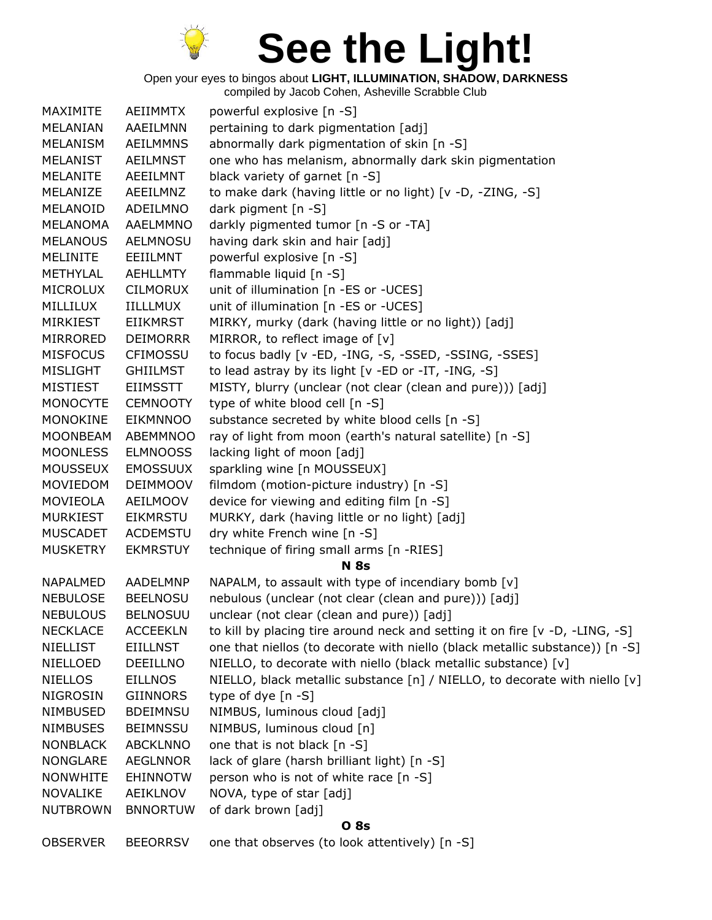# See the Light!

Open your eyes to bingos about **LIGHT, ILLUMINATION, SHADOW, DARKNESS**
compiled by Jacob Cohen, Asheville Scrabble Club

| | | |
|---|---|---|
| MAXIMITE | AEIIMMTX | powerful explosive [n -S] |
| MELANIAN | AAEILMNN | pertaining to dark pigmentation [adj] |
| MELANISM | AEILMMNS | abnormally dark pigmentation of skin [n -S] |
| MELANIST | AEILMNST | one who has melanism, abnormally dark skin pigmentation |
| MELANITE | AEEILMNT | black variety of garnet [n -S] |
| MELANIZE | AEEILMNZ | to make dark (having little or no light) [v -D, -ZING, -S] |
| MELANOID | ADEILMNO | dark pigment [n -S] |
| MELANOMA | AAELMMNO | darkly pigmented tumor [n -S or -TA] |
| MELANOUS | AELMNOSU | having dark skin and hair [adj] |
| MELINITE | EEIILMNT | powerful explosive [n -S] |
| METHYLAL | AEHLLMTY | flammable liquid [n -S] |
| MICROLUX | CILMORUX | unit of illumination [n -ES or -UCES] |
| MILLILUX | IILLLMUX | unit of illumination [n -ES or -UCES] |
| MIRKIEST | EIIKMRST | MIRKY, murky (dark (having little or no light)) [adj] |
| MIRRORED | DEIMORRR | MIRROR, to reflect image of [v] |
| MISFOCUS | CFIMOSSU | to focus badly [v -ED, -ING, -S, -SSED, -SSING, -SSES] |
| MISLIGHT | GHIILMST | to lead astray by its light [v -ED or -IT, -ING, -S] |
| MISTIEST | EIIMSSTT | MISTY, blurry (unclear (not clear (clean and pure))) [adj] |
| MONOCYTE | CEMNOOTY | type of white blood cell [n -S] |
| MONOKINE | EIKMNNOO | substance secreted by white blood cells [n -S] |
| MOONBEAM | ABEMMNOO | ray of light from moon (earth's natural satellite) [n -S] |
| MOONLESS | ELMNOOSS | lacking light of moon [adj] |
| MOUSSEUX | EMOSSUUX | sparkling wine [n MOUSSEUX] |
| MOVIEDOM | DEIMMOOV | filmdom (motion-picture industry) [n -S] |
| MOVIEOLA | AEILMOOV | device for viewing and editing film [n -S] |
| MURKIEST | EIKMRSTU | MURKY, dark (having little or no light) [adj] |
| MUSCADET | ACDEMSTU | dry white French wine [n -S] |
| MUSKETRY | EKMRSTUY | technique of firing small arms [n -RIES] |

**N 8s**

| | | |
|---|---|---|
| NAPALMED | AADELMNP | NAPALM, to assault with type of incendiary bomb [v] |
| NEBULOSE | BEELNOSU | nebulous (unclear (not clear (clean and pure))) [adj] |
| NEBULOUS | BELNOSUU | unclear (not clear (clean and pure)) [adj] |
| NECKLACE | ACCEEKLN | to kill by placing tire around neck and setting it on fire [v -D, -LING, -S] |
| NIELLIST | EIILLNST | one that niellos (to decorate with niello (black metallic substance)) [n -S] |
| NIELLOED | DEEILLNO | NIELLO, to decorate with niello (black metallic substance) [v] |
| NIELLOS | EILLNOS | NIELLO, black metallic substance [n] / NIELLO, to decorate with niello [v] |
| NIGROSIN | GIINNORS | type of dye [n -S] |
| NIMBUSED | BDEIMNSU | NIMBUS, luminous cloud [adj] |
| NIMBUSES | BEIMNSSU | NIMBUS, luminous cloud [n] |
| NONBLACK | ABCKLNNO | one that is not black [n -S] |
| NONGLARE | AEGLNNOR | lack of glare (harsh brilliant light) [n -S] |
| NONWHITE | EHINNOTW | person who is not of white race [n -S] |
| NOVALIKE | AEIKLNOV | NOVA, type of star [adj] |
| NUTBROWN | BNNORTUW | of dark brown [adj] |

**O 8s**

| | | |
|---|---|---|
| OBSERVER | BEEORRSV | one that observes (to look attentively) [n -S] |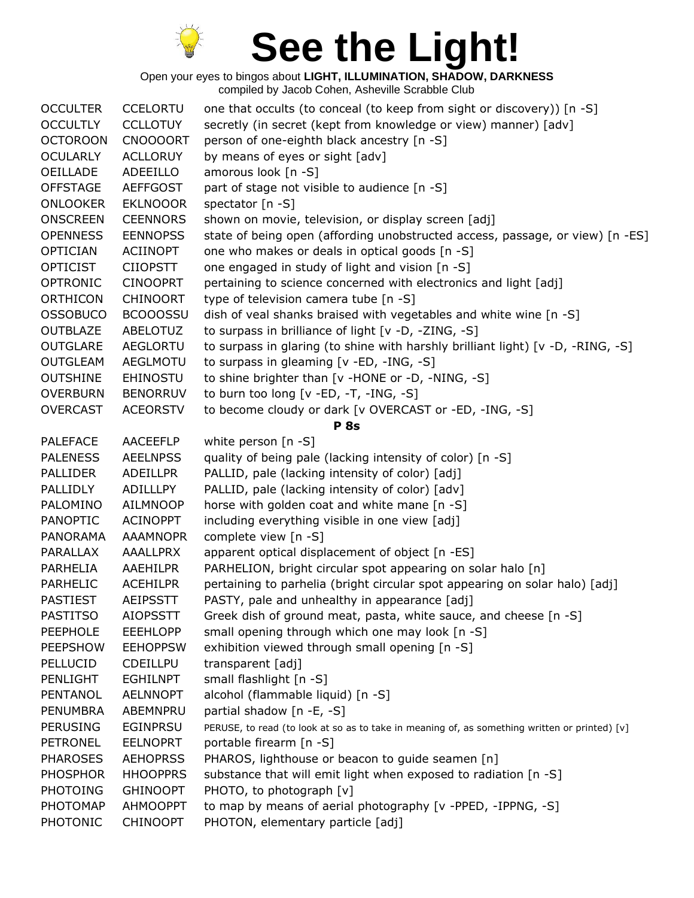# See the Light!

Open your eyes to bingos about **LIGHT, ILLUMINATION, SHADOW, DARKNESS**
compiled by Jacob Cohen, Asheville Scrabble Club

| | | |
|---|---|---|
| OCCULTER | CCELORTU | one that occults (to conceal (to keep from sight or discovery)) [n -S] |
| OCCULTLY | CCLLOTUY | secretly (in secret (kept from knowledge or view) manner) [adv] |
| OCTOROON | CNOOOORT | person of one-eighth black ancestry [n -S] |
| OCULARLY | ACLLORUY | by means of eyes or sight [adv] |
| OEILLADE | ADEEILLO | amorous look [n -S] |
| OFFSTAGE | AEFFGOST | part of stage not visible to audience [n -S] |
| ONLOOKER | EKLNOOOR | spectator [n -S] |
| ONSCREEN | CEENNORS | shown on movie, television, or display screen [adj] |
| OPENNESS | EENNOPSS | state of being open (affording unobstructed access, passage, or view) [n -ES] |
| OPTICIAN | ACIINOPT | one who makes or deals in optical goods [n -S] |
| OPTICIST | CIIOPSTT | one engaged in study of light and vision [n -S] |
| OPTRONIC | CINOOPRT | pertaining to science concerned with electronics and light [adj] |
| ORTHICON | CHINOORT | type of television camera tube [n -S] |
| OSSOBUCO | BCOOOSSU | dish of veal shanks braised with vegetables and white wine [n -S] |
| OUTBLAZE | ABELOTUZ | to surpass in brilliance of light [v -D, -ZING, -S] |
| OUTGLARE | AEGLORTU | to surpass in glaring (to shine with harshly brilliant light) [v -D, -RING, -S] |
| OUTGLEAM | AEGLMOTU | to surpass in gleaming [v -ED, -ING, -S] |
| OUTSHINE | EHINOSTU | to shine brighter than [v -HONE or -D, -NING, -S] |
| OVERBURN | BENORRUV | to burn too long [v -ED, -T, -ING, -S] |
| OVERCAST | ACEORSTV | to become cloudy or dark [v OVERCAST or -ED, -ING, -S] |

**P 8s**

| | | |
|---|---|---|
| PALEFACE | AACEEFLP | white person [n -S] |
| PALENESS | AEELNPSS | quality of being pale (lacking intensity of color) [n -S] |
| PALLIDER | ADEILLPR | PALLID, pale (lacking intensity of color) [adj] |
| PALLIDLY | ADILLLPY | PALLID, pale (lacking intensity of color) [adv] |
| PALOMINO | AILMNOOP | horse with golden coat and white mane [n -S] |
| PANOPTIC | ACINOPPT | including everything visible in one view [adj] |
| PANORAMA | AAAMNOPR | complete view [n -S] |
| PARALLAX | AAALLPRX | apparent optical displacement of object [n -ES] |
| PARHELIA | AAEHILPR | PARHELION, bright circular spot appearing on solar halo [n] |
| PARHELIC | ACEHILPR | pertaining to parhelia (bright circular spot appearing on solar halo) [adj] |
| PASTIEST | AEIPSSTT | PASTY, pale and unhealthy in appearance [adj] |
| PASTITSO | AIOPSSTT | Greek dish of ground meat, pasta, white sauce, and cheese [n -S] |
| PEEPHOLE | EEEHLOPP | small opening through which one may look [n -S] |
| PEEPSHOW | EEHOPPSW | exhibition viewed through small opening [n -S] |
| PELLUCID | CDEILLPU | transparent [adj] |
| PENLIGHT | EGHILNPT | small flashlight [n -S] |
| PENTANOL | AELNNOPT | alcohol (flammable liquid) [n -S] |
| PENUMBRA | ABEMNPRU | partial shadow [n -E, -S] |
| PERUSING | EGINPRSU | PERUSE, to read (to look at so as to take in meaning of, as something written or printed) [v] |
| PETRONEL | EELNOPRT | portable firearm [n -S] |
| PHAROSES | AEHOPRSS | PHAROS, lighthouse or beacon to guide seamen [n] |
| PHOSPHOR | HHOOPPRS | substance that will emit light when exposed to radiation [n -S] |
| PHOTOING | GHINOOPT | PHOTO, to photograph [v] |
| PHOTOMAP | AHMOOPPT | to map by means of aerial photography [v -PPED, -IPPNG, -S] |
| PHOTONIC | CHINOOPT | PHOTON, elementary particle [adj] |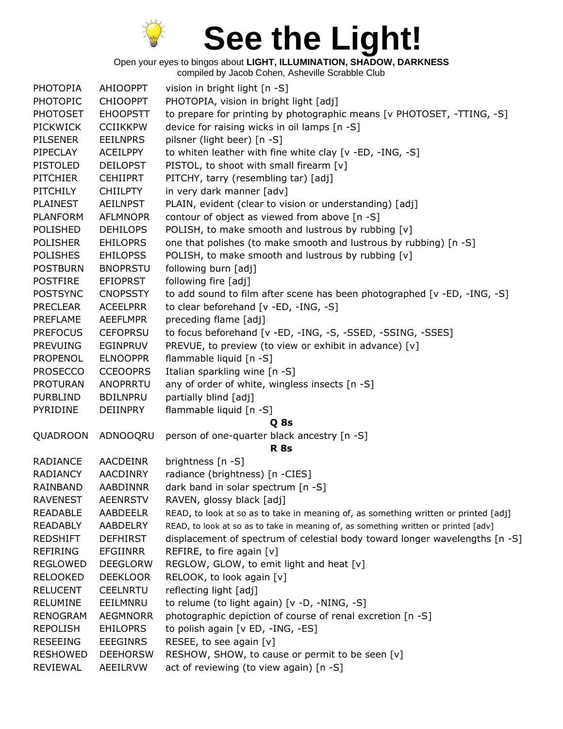# See the Light!

Open your eyes to bingos about **LIGHT, ILLUMINATION, SHADOW, DARKNESS**
compiled by Jacob Cohen, Asheville Scrabble Club

| | | |
|---|---|---|
| PHOTOPIA | AHIOOPPT | vision in bright light [n -S] |
| PHOTOPIC | CHIOOPPT | PHOTOPIA, vision in bright light [adj] |
| PHOTOSET | EHOOPSTT | to prepare for printing by photographic means [v PHOTOSET, -TTING, -S] |
| PICKWICK | CCIIKKPW | device for raising wicks in oil lamps [n -S] |
| PILSENER | EEILNPRS | pilsner (light beer) [n -S] |
| PIPECLAY | ACEILPPY | to whiten leather with fine white clay [v -ED, -ING, -S] |
| PISTOLED | DEILOPST | PISTOL, to shoot with small firearm [v] |
| PITCHIER | CEHIIPRT | PITCHY, tarry (resembling tar) [adj] |
| PITCHILY | CHIILPTY | in very dark manner [adv] |
| PLAINEST | AEILNPST | PLAIN, evident (clear to vision or understanding) [adj] |
| PLANFORM | AFLMNOPR | contour of object as viewed from above [n -S] |
| POLISHED | DEHILOPS | POLISH, to make smooth and lustrous by rubbing [v] |
| POLISHER | EHILOPRS | one that polishes (to make smooth and lustrous by rubbing) [n -S] |
| POLISHES | EHILOPSS | POLISH, to make smooth and lustrous by rubbing [v] |
| POSTBURN | BNOPRSTU | following burn [adj] |
| POSTFIRE | EFIOPRST | following fire [adj] |
| POSTSYNC | CNOPSSTY | to add sound to film after scene has been photographed [v -ED, -ING, -S] |
| PRECLEAR | ACEELPRR | to clear beforehand [v -ED, -ING, -S] |
| PREFLAME | AEEFLMPR | preceding flame [adj] |
| PREFOCUS | CEFOPRSU | to focus beforehand [v -ED, -ING, -S, -SSED, -SSING, -SSES] |
| PREVUING | EGINPRUV | PREVUE, to preview (to view or exhibit in advance) [v] |
| PROPENOL | ELNOOPPR | flammable liquid [n -S] |
| PROSECCO | CCEOOPRS | Italian sparkling wine [n -S] |
| PROTURAN | ANOPRRTU | any of order of white, wingless insects [n -S] |
| PURBLIND | BDILNPRU | partially blind [adj] |
| PYRIDINE | DEIINPRY | flammable liquid [n -S] |
| | | **Q 8s** |
| QUADROON | ADNOOQRU | person of one-quarter black ancestry [n -S] |
| | | **R 8s** |
| RADIANCE | AACDEINR | brightness [n -S] |
| RADIANCY | AACDINRY | radiance (brightness) [n -CIES] |
| RAINBAND | AABDINNR | dark band in solar spectrum [n -S] |
| RAVENEST | AEENRSTV | RAVEN, glossy black [adj] |
| READABLE | AABDEELR | READ, to look at so as to take in meaning of, as something written or printed [adj] |
| READABLY | AABDELRY | READ, to look at so as to take in meaning of, as something written or printed [adv] |
| REDSHIFT | DEFHIRST | displacement of spectrum of celestial body toward longer wavelengths [n -S] |
| REFIRING | EFGIINRR | REFIRE, to fire again [v] |
| REGLOWED | DEEGLORW | REGLOW, GLOW, to emit light and heat [v] |
| RELOOKED | DEEKLOOR | RELOOK, to look again [v] |
| RELUCENT | CEELNRTU | reflecting light [adj] |
| RELUMINE | EEILMNRU | to relume (to light again) [v -D, -NING, -S] |
| RENOGRAM | AEGMNORR | photographic depiction of course of renal excretion [n -S] |
| REPOLISH | EHILOPRS | to polish again [v ED, -ING, -ES] |
| RESEEING | EEEGINRS | RESEE, to see again [v] |
| RESHOWED | DEEHORSW | RESHOW, SHOW, to cause or permit to be seen [v] |
| REVIEWAL | AEEILRVW | act of reviewing (to view again) [n -S] |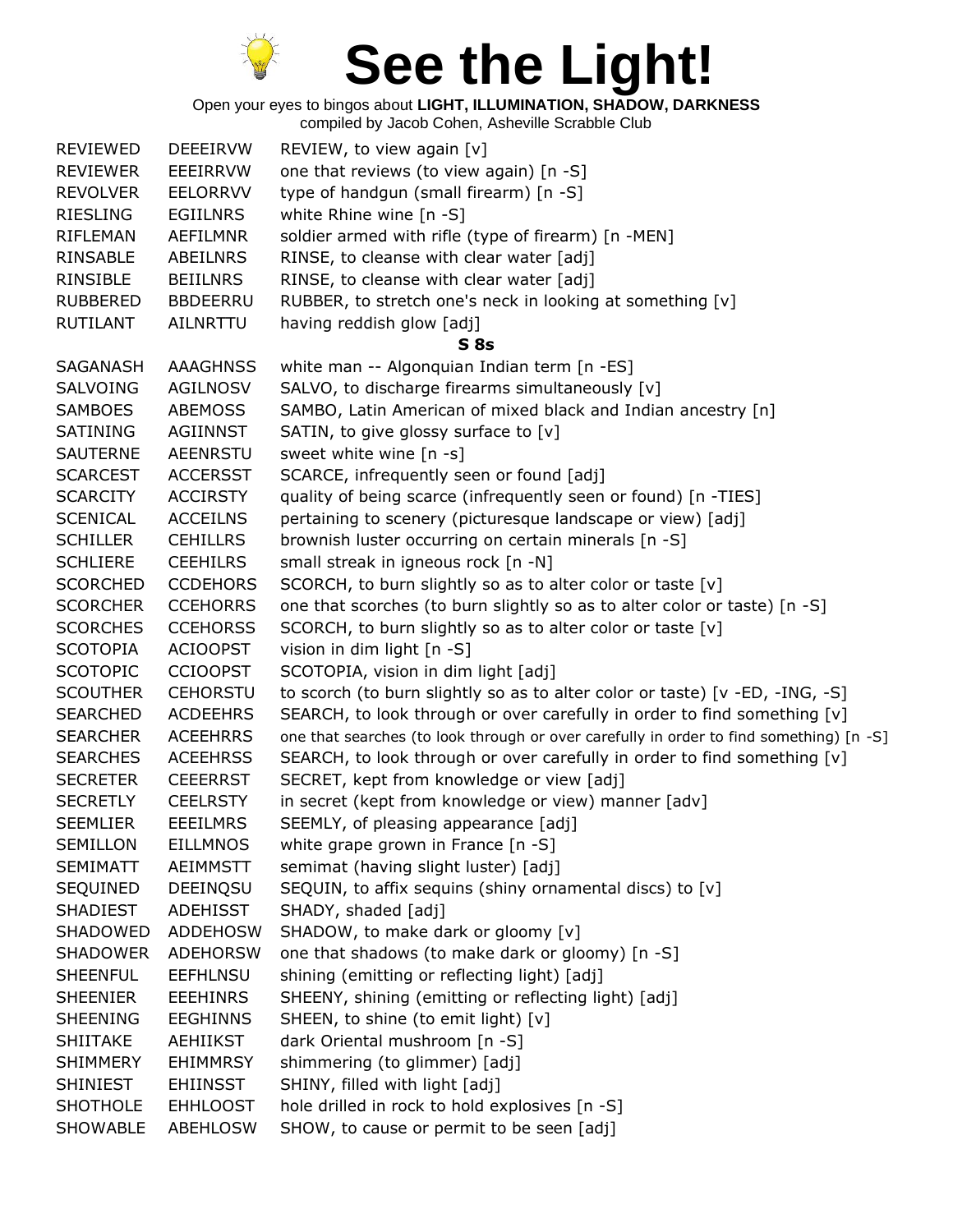# See the Light!

Open your eyes to bingos about **LIGHT, ILLUMINATION, SHADOW, DARKNESS**
compiled by Jacob Cohen, Asheville Scrabble Club

| | | |
|---|---|---|
| REVIEWED | DEEEIRVW | REVIEW, to view again [v] |
| REVIEWER | EEEIRRVW | one that reviews (to view again) [n -S] |
| REVOLVER | EELORRVV | type of handgun (small firearm) [n -S] |
| RIESLING | EGIILNRS | white Rhine wine [n -S] |
| RIFLEMAN | AEFILMNR | soldier armed with rifle (type of firearm) [n -MEN] |
| RINSABLE | ABEILNRS | RINSE, to cleanse with clear water [adj] |
| RINSIBLE | BEIILNRS | RINSE, to cleanse with clear water [adj] |
| RUBBERED | BBDEERRU | RUBBER, to stretch one's neck in looking at something [v] |
| RUTILANT | AILNRTTU | having reddish glow [adj] |
| | | **S 8s** |
| SAGANASH | AAAGHNSS | white man -- Algonquian Indian term [n -ES] |
| SALVOING | AGILNOSV | SALVO, to discharge firearms simultaneously [v] |
| SAMBOES | ABEMOSS | SAMBO, Latin American of mixed black and Indian ancestry [n] |
| SATINING | AGIINNST | SATIN, to give glossy surface to [v] |
| SAUTERNE | AEENRSTU | sweet white wine [n -s] |
| SCARCEST | ACCERSST | SCARCE, infrequently seen or found [adj] |
| SCARCITY | ACCIRSTY | quality of being scarce (infrequently seen or found) [n -TIES] |
| SCENICAL | ACCEILNS | pertaining to scenery (picturesque landscape or view) [adj] |
| SCHILLER | CEHILLRS | brownish luster occurring on certain minerals [n -S] |
| SCHLIERE | CEEHILRS | small streak in igneous rock [n -N] |
| SCORCHED | CCDEHORS | SCORCH, to burn slightly so as to alter color or taste [v] |
| SCORCHER | CCEHORRS | one that scorches (to burn slightly so as to alter color or taste) [n -S] |
| SCORCHES | CCEHORSS | SCORCH, to burn slightly so as to alter color or taste [v] |
| SCOTOPIA | ACIOOPST | vision in dim light [n -S] |
| SCOTOPIC | CCIOOPST | SCOTOPIA, vision in dim light [adj] |
| SCOUTHER | CEHORSTU | to scorch (to burn slightly so as to alter color or taste) [v -ED, -ING, -S] |
| SEARCHED | ACDEEHRS | SEARCH, to look through or over carefully in order to find something [v] |
| SEARCHER | ACEEHRRS | one that searches (to look through or over carefully in order to find something) [n -S] |
| SEARCHES | ACEEHRSS | SEARCH, to look through or over carefully in order to find something [v] |
| SECRETER | CEEERRST | SECRET, kept from knowledge or view [adj] |
| SECRETLY | CEELRSTY | in secret (kept from knowledge or view) manner [adv] |
| SEEMLIER | EEEILMRS | SEEMLY, of pleasing appearance [adj] |
| SEMILLON | EILLMNOS | white grape grown in France [n -S] |
| SEMIMATT | AEIMMSTT | semimat (having slight luster) [adj] |
| SEQUINED | DEEINQSU | SEQUIN, to affix sequins (shiny ornamental discs) to [v] |
| SHADIEST | ADEHISST | SHADY, shaded [adj] |
| SHADOWED | ADDEHOSW | SHADOW, to make dark or gloomy [v] |
| SHADOWER | ADEHORSW | one that shadows (to make dark or gloomy) [n -S] |
| SHEENFUL | EEFHLNSU | shining (emitting or reflecting light) [adj] |
| SHEENIER | EEEHINRS | SHEENY, shining (emitting or reflecting light) [adj] |
| SHEENING | EEGHINNS | SHEEN, to shine (to emit light) [v] |
| SHIITAKE | AEHIIKST | dark Oriental mushroom [n -S] |
| SHIMMERY | EHIMMRSY | shimmering (to glimmer) [adj] |
| SHINIEST | EHIINSST | SHINY, filled with light [adj] |
| SHOTHOLE | EHHLOOST | hole drilled in rock to hold explosives [n -S] |
| SHOWABLE | ABEHLOSW | SHOW, to cause or permit to be seen [adj] |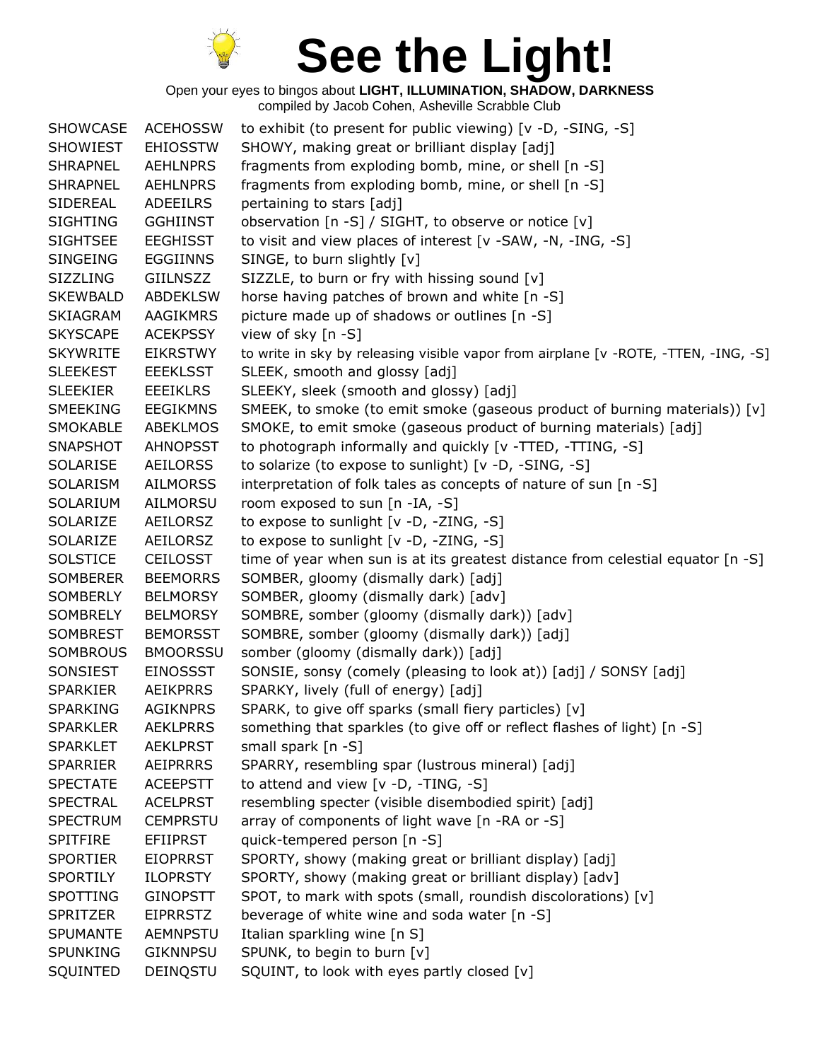# See the Light!

Open your eyes to bingos about **LIGHT, ILLUMINATION, SHADOW, DARKNESS**
compiled by Jacob Cohen, Asheville Scrabble Club

| | | |
|---|---|---|
| SHOWCASE | ACEHOSSW | to exhibit (to present for public viewing) [v -D, -SING, -S] |
| SHOWIEST | EHIOSSTW | SHOWY, making great or brilliant display [adj] |
| SHRAPNEL | AEHLNPRS | fragments from exploding bomb, mine, or shell [n -S] |
| SHRAPNEL | AEHLNPRS | fragments from exploding bomb, mine, or shell [n -S] |
| SIDEREAL | ADEEILRS | pertaining to stars [adj] |
| SIGHTING | GGHIINST | observation [n -S] / SIGHT, to observe or notice [v] |
| SIGHTSEE | EEGHISST | to visit and view places of interest [v -SAW, -N, -ING, -S] |
| SINGEING | EGGIINNS | SINGE, to burn slightly [v] |
| SIZZLING | GIILNSZZ | SIZZLE, to burn or fry with hissing sound [v] |
| SKEWBALD | ABDEKLSW | horse having patches of brown and white [n -S] |
| SKIAGRAM | AAGIKMRS | picture made up of shadows or outlines [n -S] |
| SKYSCAPE | ACEKPSSY | view of sky [n -S] |
| SKYWRITE | EIKRSTWY | to write in sky by releasing visible vapor from airplane [v -ROTE, -TTEN, -ING, -S] |
| SLEEKEST | EEEKLSST | SLEEK, smooth and glossy [adj] |
| SLEEKIER | EEEIKLRS | SLEEKY, sleek (smooth and glossy) [adj] |
| SMEEKING | EEGIKMNS | SMEEK, to smoke (to emit smoke (gaseous product of burning materials)) [v] |
| SMOKABLE | ABEKLMOS | SMOKE, to emit smoke (gaseous product of burning materials) [adj] |
| SNAPSHOT | AHNOPSST | to photograph informally and quickly [v -TTED, -TTING, -S] |
| SOLARISE | AEILORSS | to solarize (to expose to sunlight) [v -D, -SING, -S] |
| SOLARISM | AILMORSS | interpretation of folk tales as concepts of nature of sun [n -S] |
| SOLARIUM | AILMORSU | room exposed to sun [n -IA, -S] |
| SOLARIZE | AEILORSZ | to expose to sunlight [v -D, -ZING, -S] |
| SOLARIZE | AEILORSZ | to expose to sunlight [v -D, -ZING, -S] |
| SOLSTICE | CEILOSST | time of year when sun is at its greatest distance from celestial equator [n -S] |
| SOMBERER | BEEMORRS | SOMBER, gloomy (dismally dark) [adj] |
| SOMBERLY | BELMORSY | SOMBER, gloomy (dismally dark) [adv] |
| SOMBRELY | BELMORSY | SOMBRE, somber (gloomy (dismally dark)) [adv] |
| SOMBREST | BEMORSST | SOMBRE, somber (gloomy (dismally dark)) [adj] |
| SOMBROUS | BMOORSSU | somber (gloomy (dismally dark)) [adj] |
| SONSIEST | EINOSSST | SONSIE, sonsy (comely (pleasing to look at)) [adj] / SONSY [adj] |
| SPARKIER | AEIKPRRS | SPARKY, lively (full of energy) [adj] |
| SPARKING | AGIKNPRS | SPARK, to give off sparks (small fiery particles) [v] |
| SPARKLER | AEKLPRRS | something that sparkles (to give off or reflect flashes of light) [n -S] |
| SPARKLET | AEKLPRST | small spark [n -S] |
| SPARRIER | AEIPRRRS | SPARRY, resembling spar (lustrous mineral) [adj] |
| SPECTATE | ACEEPSTT | to attend and view [v -D, -TING, -S] |
| SPECTRAL | ACELPRST | resembling specter (visible disembodied spirit) [adj] |
| SPECTRUM | CEMPRSTU | array of components of light wave [n -RA or -S] |
| SPITFIRE | EFIIPRST | quick-tempered person [n -S] |
| SPORTIER | EIOPRRST | SPORTY, showy (making great or brilliant display) [adj] |
| SPORTILY | ILOPRSTY | SPORTY, showy (making great or brilliant display) [adv] |
| SPOTTING | GINOPSTT | SPOT, to mark with spots (small, roundish discolorations) [v] |
| SPRITZER | EIPRRSTZ | beverage of white wine and soda water [n -S] |
| SPUMANTE | AEMNPSTU | Italian sparkling wine [n S] |
| SPUNKING | GIKNNPSU | SPUNK, to begin to burn [v] |
| SQUINTED | DEINQSTU | SQUINT, to look with eyes partly closed [v] |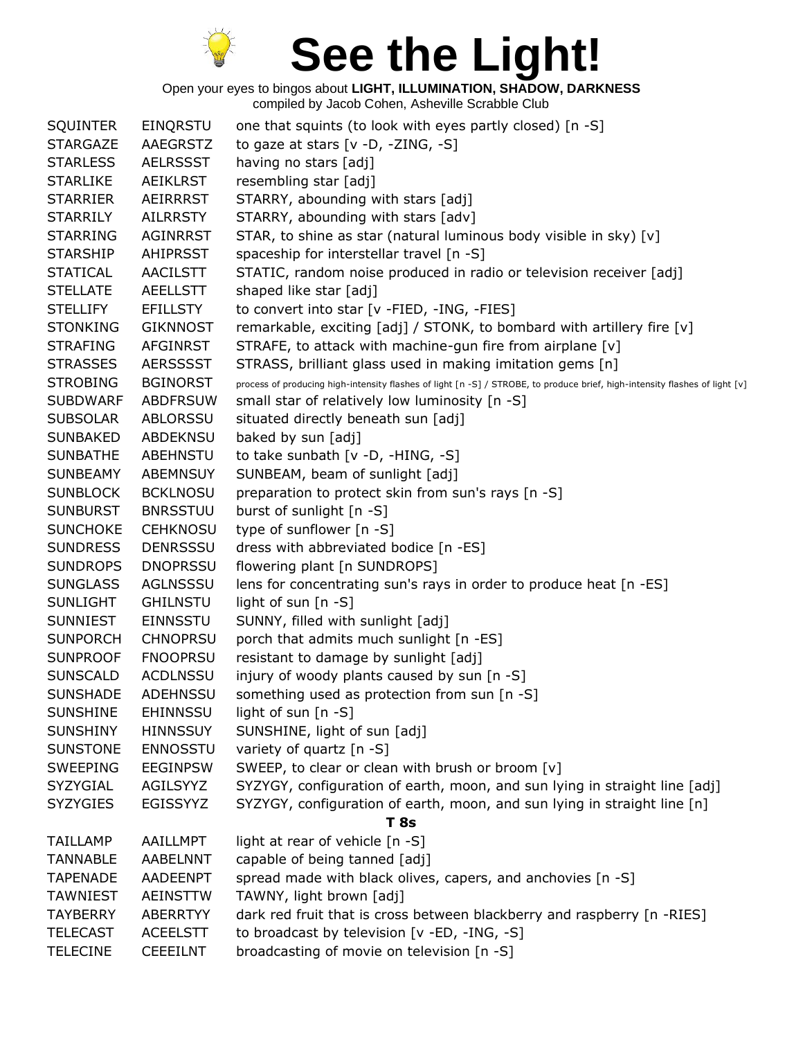# See the Light!

Open your eyes to bingos about **LIGHT, ILLUMINATION, SHADOW, DARKNESS**
compiled by Jacob Cohen, Asheville Scrabble Club

| | | |
|---|---|---|
| SQUINTER | EINQRSTU | one that squints (to look with eyes partly closed) [n -S] |
| STARGAZE | AAEGRSTZ | to gaze at stars [v -D, -ZING, -S] |
| STARLESS | AELRSSST | having no stars [adj] |
| STARLIKE | AEIKLRST | resembling star [adj] |
| STARRIER | AEIRRRST | STARRY, abounding with stars [adj] |
| STARRILY | AILRRSTY | STARRY, abounding with stars [adv] |
| STARRING | AGINRRST | STAR, to shine as star (natural luminous body visible in sky) [v] |
| STARSHIP | AHIPRSST | spaceship for interstellar travel [n -S] |
| STATICAL | AACILSTT | STATIC, random noise produced in radio or television receiver [adj] |
| STELLATE | AEELLSTT | shaped like star [adj] |
| STELLIFY | EFILLSTY | to convert into star [v -FIED, -ING, -FIES] |
| STONKING | GIKNNOST | remarkable, exciting [adj] / STONK, to bombard with artillery fire [v] |
| STRAFING | AFGINRST | STRAFE, to attack with machine-gun fire from airplane [v] |
| STRASSES | AERSSSST | STRASS, brilliant glass used in making imitation gems [n] |
| STROBING | BGINORST | process of producing high-intensity flashes of light [n -S] / STROBE, to produce brief, high-intensity flashes of light [v] |
| SUBDWARF | ABDFRSUW | small star of relatively low luminosity [n -S] |
| SUBSOLAR | ABLORSSU | situated directly beneath sun [adj] |
| SUNBAKED | ABDEKNSU | baked by sun [adj] |
| SUNBATHE | ABEHNSTU | to take sunbath [v -D, -HING, -S] |
| SUNBEAMY | ABEMNSUY | SUNBEAM, beam of sunlight [adj] |
| SUNBLOCK | BCKLNOSU | preparation to protect skin from sun's rays [n -S] |
| SUNBURST | BNRSSTUU | burst of sunlight [n -S] |
| SUNCHOKE | CEHKNOSU | type of sunflower [n -S] |
| SUNDRESS | DENRSSSU | dress with abbreviated bodice [n -ES] |
| SUNDROPS | DNOPRSSU | flowering plant [n SUNDROPS] |
| SUNGLASS | AGLNSSSU | lens for concentrating sun's rays in order to produce heat [n -ES] |
| SUNLIGHT | GHILNSTU | light of sun [n -S] |
| SUNNIEST | EINNSSTU | SUNNY, filled with sunlight [adj] |
| SUNPORCH | CHNOPRSU | porch that admits much sunlight [n -ES] |
| SUNPROOF | FNOOPRSU | resistant to damage by sunlight [adj] |
| SUNSCALD | ACDLNSSU | injury of woody plants caused by sun [n -S] |
| SUNSHADE | ADEHNSSU | something used as protection from sun [n -S] |
| SUNSHINE | EHINNSSU | light of sun [n -S] |
| SUNSHINY | HINNSSUY | SUNSHINE, light of sun [adj] |
| SUNSTONE | ENNOSSTU | variety of quartz [n -S] |
| SWEEPING | EEGINPSW | SWEEP, to clear or clean with brush or broom [v] |
| SYZYGIAL | AGILSYYZ | SYZYGY, configuration of earth, moon, and sun lying in straight line [adj] |
| SYZYGIES | EGISSYYZ | SYZYGY, configuration of earth, moon, and sun lying in straight line [n] |
| | | **T 8s** |
| TAILLAMP | AAILLMPT | light at rear of vehicle [n -S] |
| TANNABLE | AABELNNT | capable of being tanned [adj] |
| TAPENADE | AADEENPT | spread made with black olives, capers, and anchovies [n -S] |
| TAWNIEST | AEINSTTW | TAWNY, light brown [adj] |
| TAYBERRY | ABERRTYY | dark red fruit that is cross between blackberry and raspberry [n -RIES] |
| TELECAST | ACEELSTT | to broadcast by television [v -ED, -ING, -S] |
| TELECINE | CEEEILNT | broadcasting of movie on television [n -S] |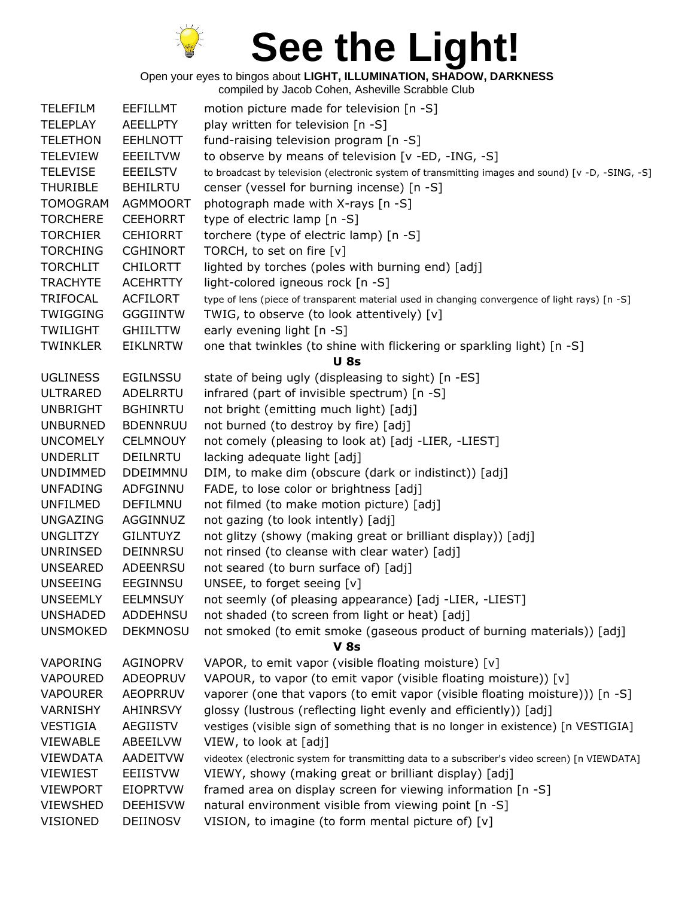# See the Light!

Open your eyes to bingos about **LIGHT, ILLUMINATION, SHADOW, DARKNESS**
compiled by Jacob Cohen, Asheville Scrabble Club

| | | |
|---|---|---|
| TELEFILM | EEFILLMT | motion picture made for television [n -S] |
| TELEPLAY | AEELLPTY | play written for television [n -S] |
| TELETHON | EEHLNOTT | fund-raising television program [n -S] |
| TELEVIEW | EEEILTVW | to observe by means of television [v -ED, -ING, -S] |
| TELEVISE | EEEILSTV | to broadcast by television (electronic system of transmitting images and sound) [v -D, -SING, -S] |
| THURIBLE | BEHILRTU | censer (vessel for burning incense) [n -S] |
| TOMOGRAM | AGMMOORT | photograph made with X-rays [n -S] |
| TORCHERE | CEEHORRT | type of electric lamp [n -S] |
| TORCHIER | CEHIORRT | torchere (type of electric lamp) [n -S] |
| TORCHING | CGHINORT | TORCH, to set on fire [v] |
| TORCHLIT | CHILORTT | lighted by torches (poles with burning end) [adj] |
| TRACHYTE | ACEHRTTY | light-colored igneous rock [n -S] |
| TRIFOCAL | ACFILORT | type of lens (piece of transparent material used in changing convergence of light rays) [n -S] |
| TWIGGING | GGGIINTW | TWIG, to observe (to look attentively) [v] |
| TWILIGHT | GHIILTTW | early evening light [n -S] |
| TWINKLER | EIKLNRTW | one that twinkles (to shine with flickering or sparkling light) [n -S] |
| | | **U 8s** |
| UGLINESS | EGILNSSU | state of being ugly (displeasing to sight) [n -ES] |
| ULTRARED | ADELRRTU | infrared (part of invisible spectrum) [n -S] |
| UNBRIGHT | BGHINRTU | not bright (emitting much light) [adj] |
| UNBURNED | BDENNRUU | not burned (to destroy by fire) [adj] |
| UNCOMELY | CELMNOUY | not comely (pleasing to look at) [adj -LIER, -LIEST] |
| UNDERLIT | DEILNRTU | lacking adequate light [adj] |
| UNDIMMED | DDEIMMNU | DIM, to make dim (obscure (dark or indistinct)) [adj] |
| UNFADING | ADFGINNU | FADE, to lose color or brightness [adj] |
| UNFILMED | DEFILMNU | not filmed (to make motion picture) [adj] |
| UNGAZING | AGGINNUZ | not gazing (to look intently) [adj] |
| UNGLITZY | GILNTUYZ | not glitzy (showy (making great or brilliant display)) [adj] |
| UNRINSED | DEINNRSU | not rinsed (to cleanse with clear water) [adj] |
| UNSEARED | ADEENRSU | not seared (to burn surface of) [adj] |
| UNSEEING | EEGINNSU | UNSEE, to forget seeing [v] |
| UNSEEMLY | EELMNSUY | not seemly (of pleasing appearance) [adj -LIER, -LIEST] |
| UNSHADED | ADDEHNSU | not shaded (to screen from light or heat) [adj] |
| UNSMOKED | DEKMNOSU | not smoked (to emit smoke (gaseous product of burning materials)) [adj] |
| | | **V 8s** |
| VAPORING | AGINOPRV | VAPOR, to emit vapor (visible floating moisture) [v] |
| VAPOURED | ADEOPRUV | VAPOUR, to vapor (to emit vapor (visible floating moisture)) [v] |
| VAPOURER | AEOPRRUV | vaporer (one that vapors (to emit vapor (visible floating moisture))) [n -S] |
| VARNISHY | AHINRSVY | glossy (lustrous (reflecting light evenly and efficiently)) [adj] |
| VESTIGIA | AEGIISTV | vestiges (visible sign of something that is no longer in existence) [n VESTIGIA] |
| VIEWABLE | ABEEILVW | VIEW, to look at [adj] |
| VIEWDATA | AADEITVW | videotex (electronic system for transmitting data to a subscriber's video screen) [n VIEWDATA] |
| VIEWIEST | EEIISTVW | VIEWY, showy (making great or brilliant display) [adj] |
| VIEWPORT | EIOPRTVW | framed area on display screen for viewing information [n -S] |
| VIEWSHED | DEEHISVW | natural environment visible from viewing point [n -S] |
| VISIONED | DEIINOSV | VISION, to imagine (to form mental picture of) [v] |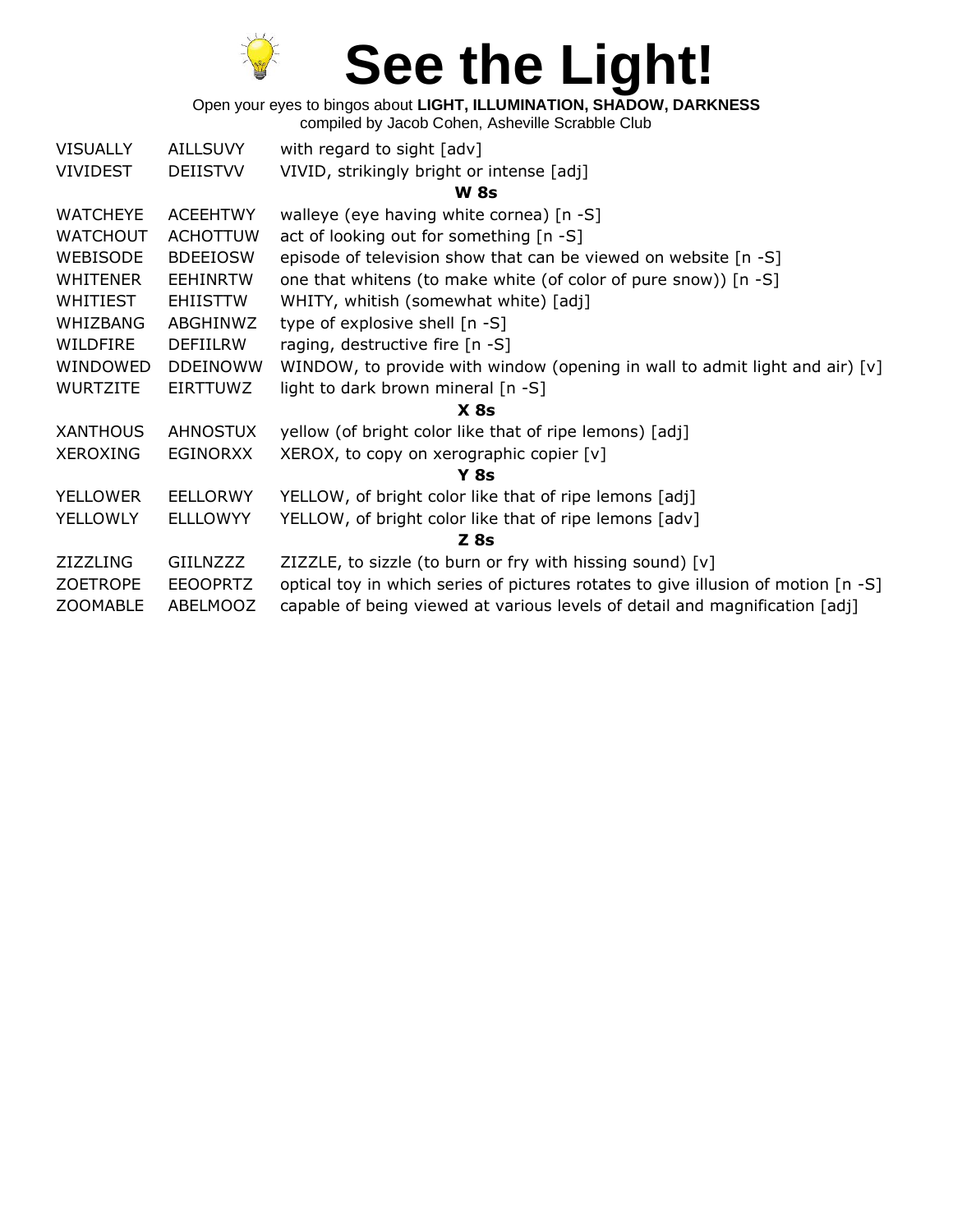# See the Light!

Open your eyes to bingos about **LIGHT, ILLUMINATION, SHADOW, DARKNESS**
compiled by Jacob Cohen, Asheville Scrabble Club

| | | |
|---|---|---|
| VISUALLY | AILLSUVY | with regard to sight [adv] |
| VIVIDEST | DEIISTVV | VIVID, strikingly bright or intense [adj] |
| | | **W 8s** |
| WATCHEYE | ACEEHTWY | walleye (eye having white cornea) [n -S] |
| WATCHOUT | ACHOTTUW | act of looking out for something [n -S] |
| WEBISODE | BDEEIOSW | episode of television show that can be viewed on website [n -S] |
| WHITENER | EEHINRTW | one that whitens (to make white (of color of pure snow)) [n -S] |
| WHITIEST | EHIISTTW | WHITY, whitish (somewhat white) [adj] |
| WHIZBANG | ABGHINWZ | type of explosive shell [n -S] |
| WILDFIRE | DEFIILRW | raging, destructive fire [n -S] |
| WINDOWED | DDEINOWW | WINDOW, to provide with window (opening in wall to admit light and air) [v] |
| WURTZITE | EIRTTUWZ | light to dark brown mineral [n -S] |
| | | **X 8s** |
| XANTHOUS | AHNOSTUX | yellow (of bright color like that of ripe lemons) [adj] |
| XEROXING | EGINORXX | XEROX, to copy on xerographic copier [v] |
| | | **Y 8s** |
| YELLOWER | EELLORWY | YELLOW, of bright color like that of ripe lemons [adj] |
| YELLOWLY | ELLLOWYY | YELLOW, of bright color like that of ripe lemons [adv] |
| | | **Z 8s** |
| ZIZZLING | GIILNZZZ | ZIZZLE, to sizzle (to burn or fry with hissing sound) [v] |
| ZOETROPE | EEOOPRTZ | optical toy in which series of pictures rotates to give illusion of motion [n -S] |
| ZOOMABLE | ABELMOOZ | capable of being viewed at various levels of detail and magnification [adj] |